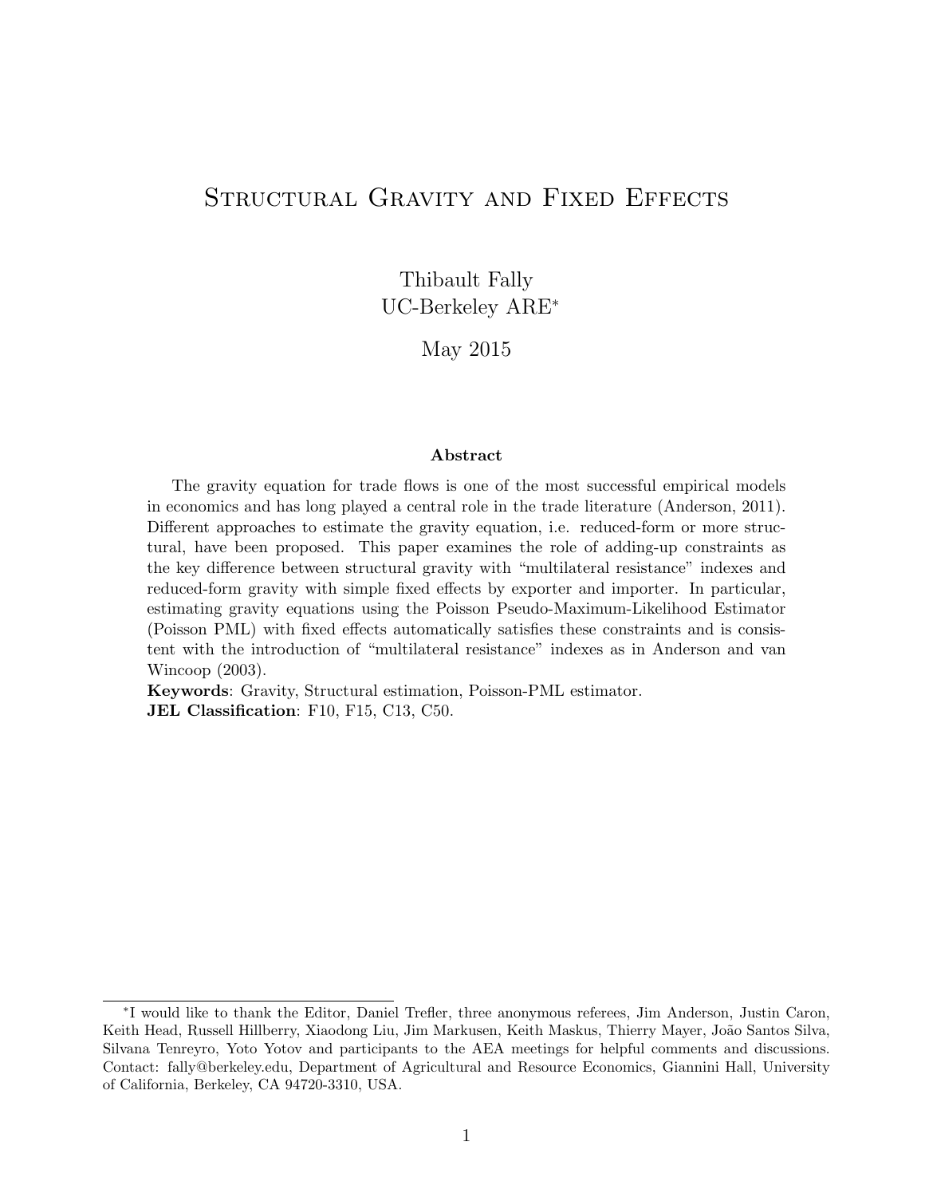# Structural Gravity and Fixed Effects

Thibault Fally
UC-Berkeley ARE*

May 2015

**Abstract**

The gravity equation for trade flows is one of the most successful empirical models in economics and has long played a central role in the trade literature (Anderson, 2011). Different approaches to estimate the gravity equation, i.e. reduced-form or more structural, have been proposed. This paper examines the role of adding-up constraints as the key difference between structural gravity with "multilateral resistance" indexes and reduced-form gravity with simple fixed effects by exporter and importer. In particular, estimating gravity equations using the Poisson Pseudo-Maximum-Likelihood Estimator (Poisson PML) with fixed effects automatically satisfies these constraints and is consistent with the introduction of "multilateral resistance" indexes as in Anderson and van Wincoop (2003).

**Keywords**: Gravity, Structural estimation, Poisson-PML estimator.

**JEL Classification**: F10, F15, C13, C50.

---

*I would like to thank the Editor, Daniel Trefler, three anonymous referees, Jim Anderson, Justin Caron, Keith Head, Russell Hillberry, Xiaodong Liu, Jim Markusen, Keith Maskus, Thierry Mayer, João Santos Silva, Silvana Tenreyro, Yoto Yotov and participants to the AEA meetings for helpful comments and discussions. Contact: fally@berkeley.edu, Department of Agricultural and Resource Economics, Giannini Hall, University of California, Berkeley, CA 94720-3310, USA.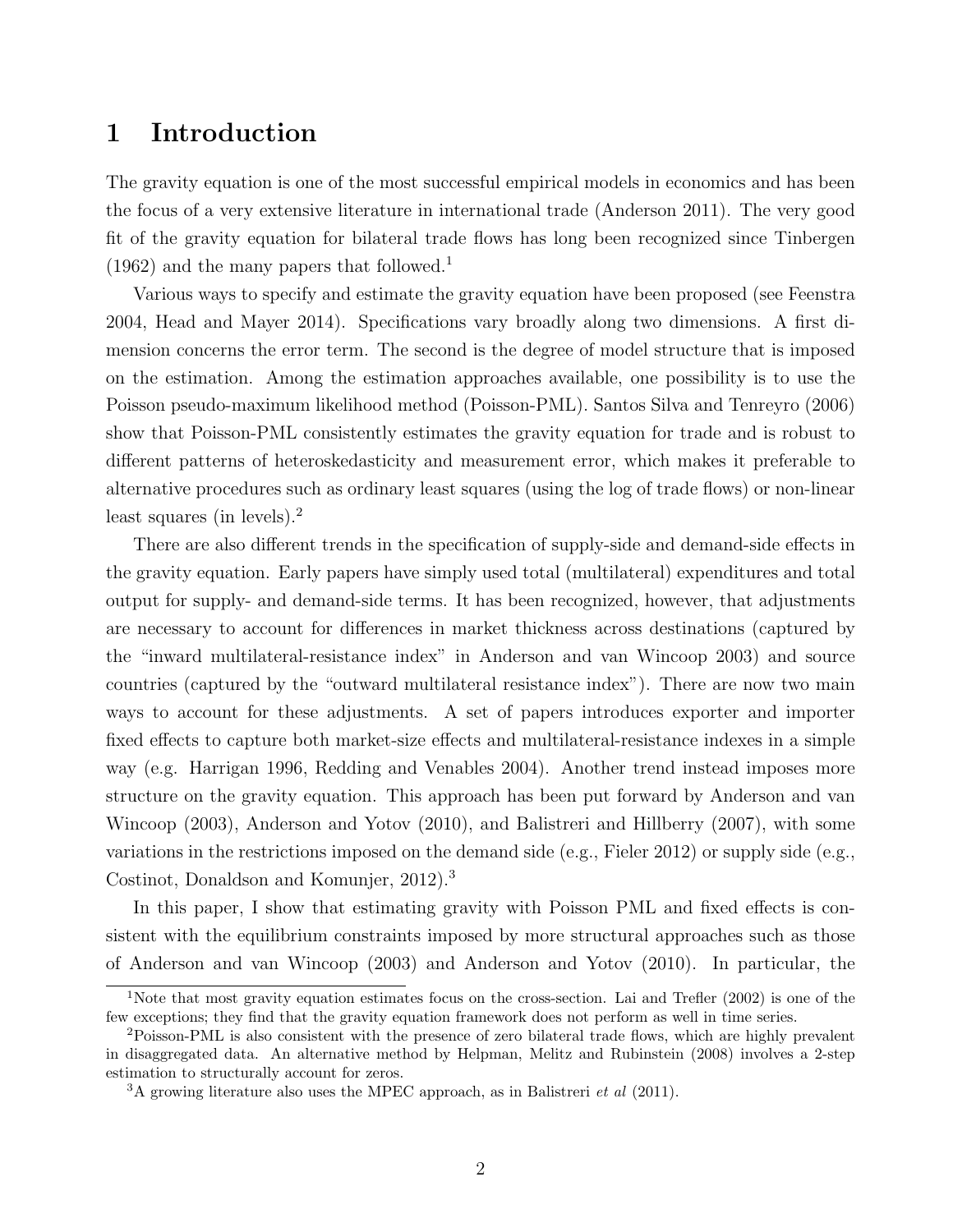# 1 Introduction

The gravity equation is one of the most successful empirical models in economics and has been the focus of a very extensive literature in international trade (Anderson 2011). The very good fit of the gravity equation for bilateral trade flows has long been recognized since Tinbergen (1962) and the many papers that followed.[1]

Various ways to specify and estimate the gravity equation have been proposed (see Feenstra 2004, Head and Mayer 2014). Specifications vary broadly along two dimensions. A first dimension concerns the error term. The second is the degree of model structure that is imposed on the estimation. Among the estimation approaches available, one possibility is to use the Poisson pseudo-maximum likelihood method (Poisson-PML). Santos Silva and Tenreyro (2006) show that Poisson-PML consistently estimates the gravity equation for trade and is robust to different patterns of heteroskedasticity and measurement error, which makes it preferable to alternative procedures such as ordinary least squares (using the log of trade flows) or non-linear least squares (in levels).[2]

There are also different trends in the specification of supply-side and demand-side effects in the gravity equation. Early papers have simply used total (multilateral) expenditures and total output for supply- and demand-side terms. It has been recognized, however, that adjustments are necessary to account for differences in market thickness across destinations (captured by the "inward multilateral-resistance index" in Anderson and van Wincoop 2003) and source countries (captured by the "outward multilateral resistance index"). There are now two main ways to account for these adjustments. A set of papers introduces exporter and importer fixed effects to capture both market-size effects and multilateral-resistance indexes in a simple way (e.g. Harrigan 1996, Redding and Venables 2004). Another trend instead imposes more structure on the gravity equation. This approach has been put forward by Anderson and van Wincoop (2003), Anderson and Yotov (2010), and Balistreri and Hillberry (2007), with some variations in the restrictions imposed on the demand side (e.g., Fieler 2012) or supply side (e.g., Costinot, Donaldson and Komunjer, 2012).[3]

In this paper, I show that estimating gravity with Poisson PML and fixed effects is consistent with the equilibrium constraints imposed by more structural approaches such as those of Anderson and van Wincoop (2003) and Anderson and Yotov (2010). In particular, the

---

[1] Note that most gravity equation estimates focus on the cross-section. Lai and Trefler (2002) is one of the few exceptions; they find that the gravity equation framework does not perform as well in time series.

[2] Poisson-PML is also consistent with the presence of zero bilateral trade flows, which are highly prevalent in disaggregated data. An alternative method by Helpman, Melitz and Rubinstein (2008) involves a 2-step estimation to structurally account for zeros.

[3] A growing literature also uses the MPEC approach, as in Balistreri *et al* (2011).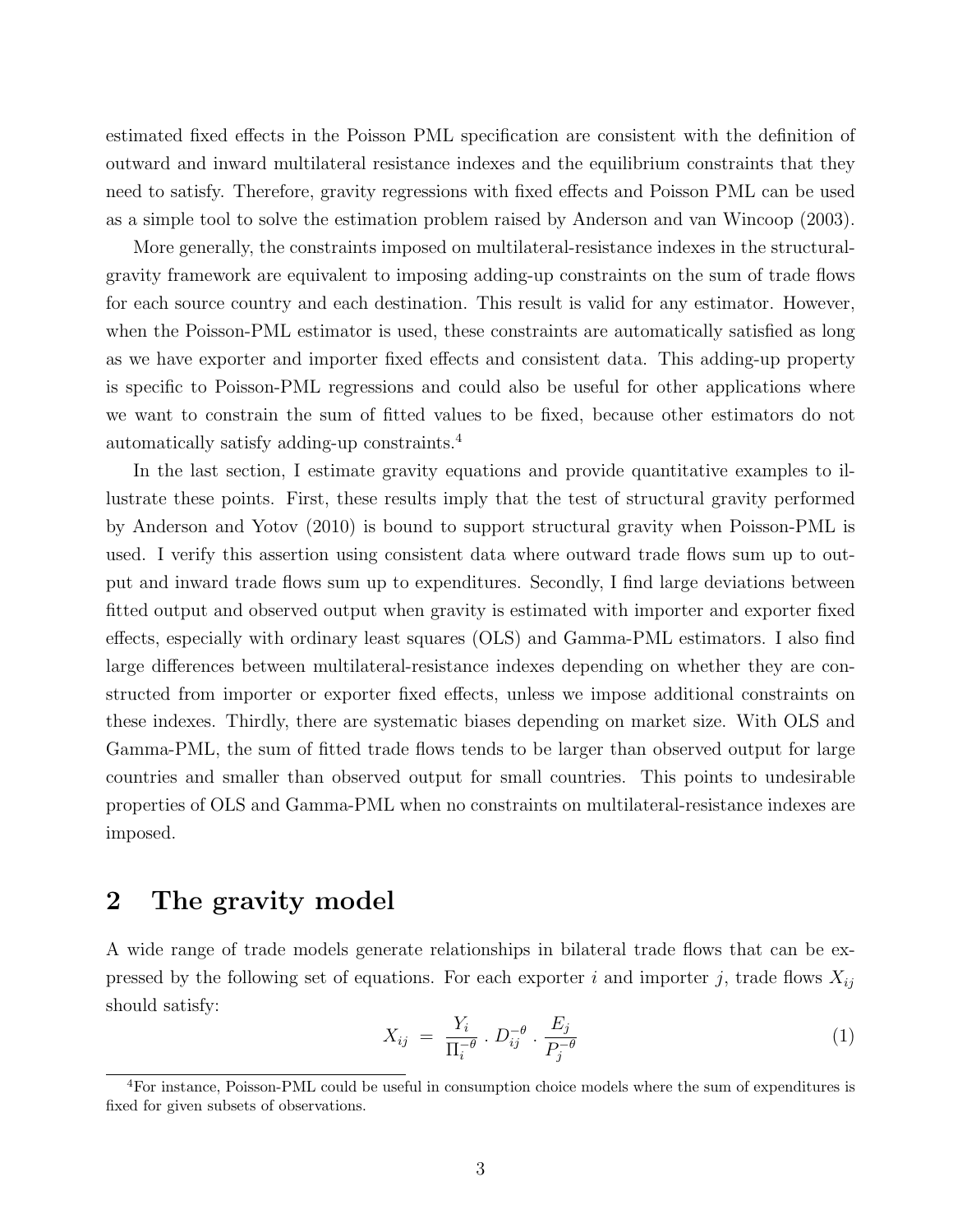estimated fixed effects in the Poisson PML specification are consistent with the definition of outward and inward multilateral resistance indexes and the equilibrium constraints that they need to satisfy. Therefore, gravity regressions with fixed effects and Poisson PML can be used as a simple tool to solve the estimation problem raised by Anderson and van Wincoop (2003).

More generally, the constraints imposed on multilateral-resistance indexes in the structural-gravity framework are equivalent to imposing adding-up constraints on the sum of trade flows for each source country and each destination. This result is valid for any estimator. However, when the Poisson-PML estimator is used, these constraints are automatically satisfied as long as we have exporter and importer fixed effects and consistent data. This adding-up property is specific to Poisson-PML regressions and could also be useful for other applications where we want to constrain the sum of fitted values to be fixed, because other estimators do not automatically satisfy adding-up constraints.[4]

In the last section, I estimate gravity equations and provide quantitative examples to illustrate these points. First, these results imply that the test of structural gravity performed by Anderson and Yotov (2010) is bound to support structural gravity when Poisson-PML is used. I verify this assertion using consistent data where outward trade flows sum up to output and inward trade flows sum up to expenditures. Secondly, I find large deviations between fitted output and observed output when gravity is estimated with importer and exporter fixed effects, especially with ordinary least squares (OLS) and Gamma-PML estimators. I also find large differences between multilateral-resistance indexes depending on whether they are constructed from importer or exporter fixed effects, unless we impose additional constraints on these indexes. Thirdly, there are systematic biases depending on market size. With OLS and Gamma-PML, the sum of fitted trade flows tends to be larger than observed output for large countries and smaller than observed output for small countries. This points to undesirable properties of OLS and Gamma-PML when no constraints on multilateral-resistance indexes are imposed.

## 2 The gravity model

A wide range of trade models generate relationships in bilateral trade flows that can be expressed by the following set of equations. For each exporter $i$ and importer $j$, trade flows $X_{ij}$ should satisfy:

$$X_{ij} \;=\; \frac{Y_i}{\Pi_i^{-\theta}} \cdot D_{ij}^{-\theta} \cdot \frac{E_j}{P_j^{-\theta}} \tag{1}$$

[4]For instance, Poisson-PML could be useful in consumption choice models where the sum of expenditures is fixed for given subsets of observations.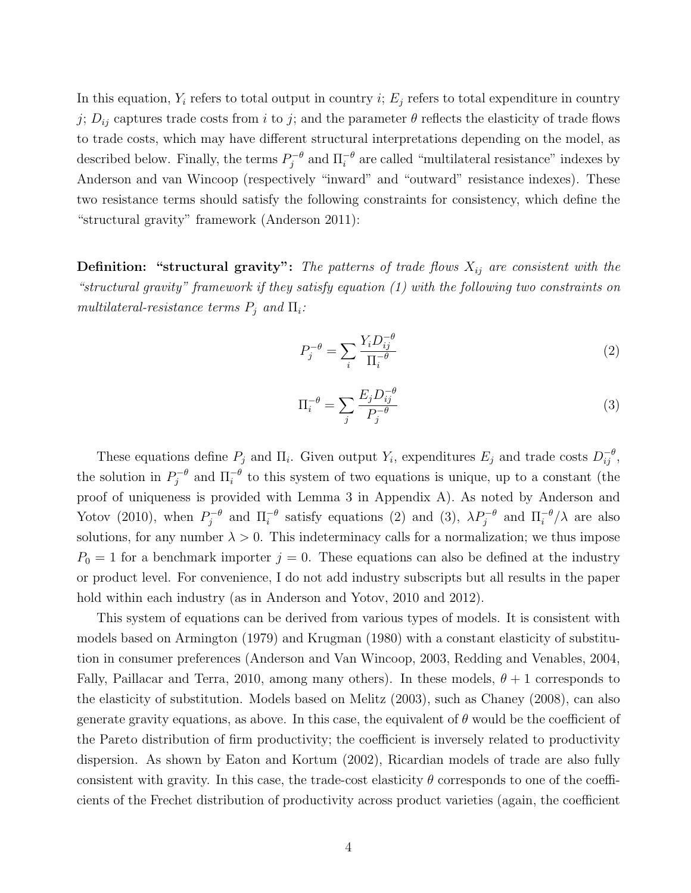In this equation, $Y_i$ refers to total output in country $i$; $E_j$ refers to total expenditure in country $j$; $D_{ij}$ captures trade costs from $i$ to $j$; and the parameter $\theta$ reflects the elasticity of trade flows to trade costs, which may have different structural interpretations depending on the model, as described below. Finally, the terms $P_j^{-\theta}$ and $\Pi_i^{-\theta}$ are called "multilateral resistance" indexes by Anderson and van Wincoop (respectively "inward" and "outward" resistance indexes). These two resistance terms should satisfy the following constraints for consistency, which define the "structural gravity" framework (Anderson 2011):

**Definition: "structural gravity":** *The patterns of trade flows $X_{ij}$ are consistent with the "structural gravity" framework if they satisfy equation (1) with the following two constraints on multilateral-resistance terms $P_j$ and $\Pi_i$:*

$$P_j^{-\theta} = \sum_i \frac{Y_i D_{ij}^{-\theta}}{\Pi_i^{-\theta}} \tag{2}$$

$$\Pi_i^{-\theta} = \sum_j \frac{E_j D_{ij}^{-\theta}}{P_j^{-\theta}} \tag{3}$$

These equations define $P_j$ and $\Pi_i$. Given output $Y_i$, expenditures $E_j$ and trade costs $D_{ij}^{-\theta}$, the solution in $P_j^{-\theta}$ and $\Pi_i^{-\theta}$ to this system of two equations is unique, up to a constant (the proof of uniqueness is provided with Lemma 3 in Appendix A). As noted by Anderson and Yotov (2010), when $P_j^{-\theta}$ and $\Pi_i^{-\theta}$ satisfy equations (2) and (3), $\lambda P_j^{-\theta}$ and $\Pi_i^{-\theta}/\lambda$ are also solutions, for any number $\lambda > 0$. This indeterminacy calls for a normalization; we thus impose $P_0 = 1$ for a benchmark importer $j = 0$. These equations can also be defined at the industry or product level. For convenience, I do not add industry subscripts but all results in the paper hold within each industry (as in Anderson and Yotov, 2010 and 2012).

This system of equations can be derived from various types of models. It is consistent with models based on Armington (1979) and Krugman (1980) with a constant elasticity of substitution in consumer preferences (Anderson and Van Wincoop, 2003, Redding and Venables, 2004, Fally, Paillacar and Terra, 2010, among many others). In these models, $\theta + 1$ corresponds to the elasticity of substitution. Models based on Melitz (2003), such as Chaney (2008), can also generate gravity equations, as above. In this case, the equivalent of $\theta$ would be the coefficient of the Pareto distribution of firm productivity; the coefficient is inversely related to productivity dispersion. As shown by Eaton and Kortum (2002), Ricardian models of trade are also fully consistent with gravity. In this case, the trade-cost elasticity $\theta$ corresponds to one of the coefficients of the Frechet distribution of productivity across product varieties (again, the coefficient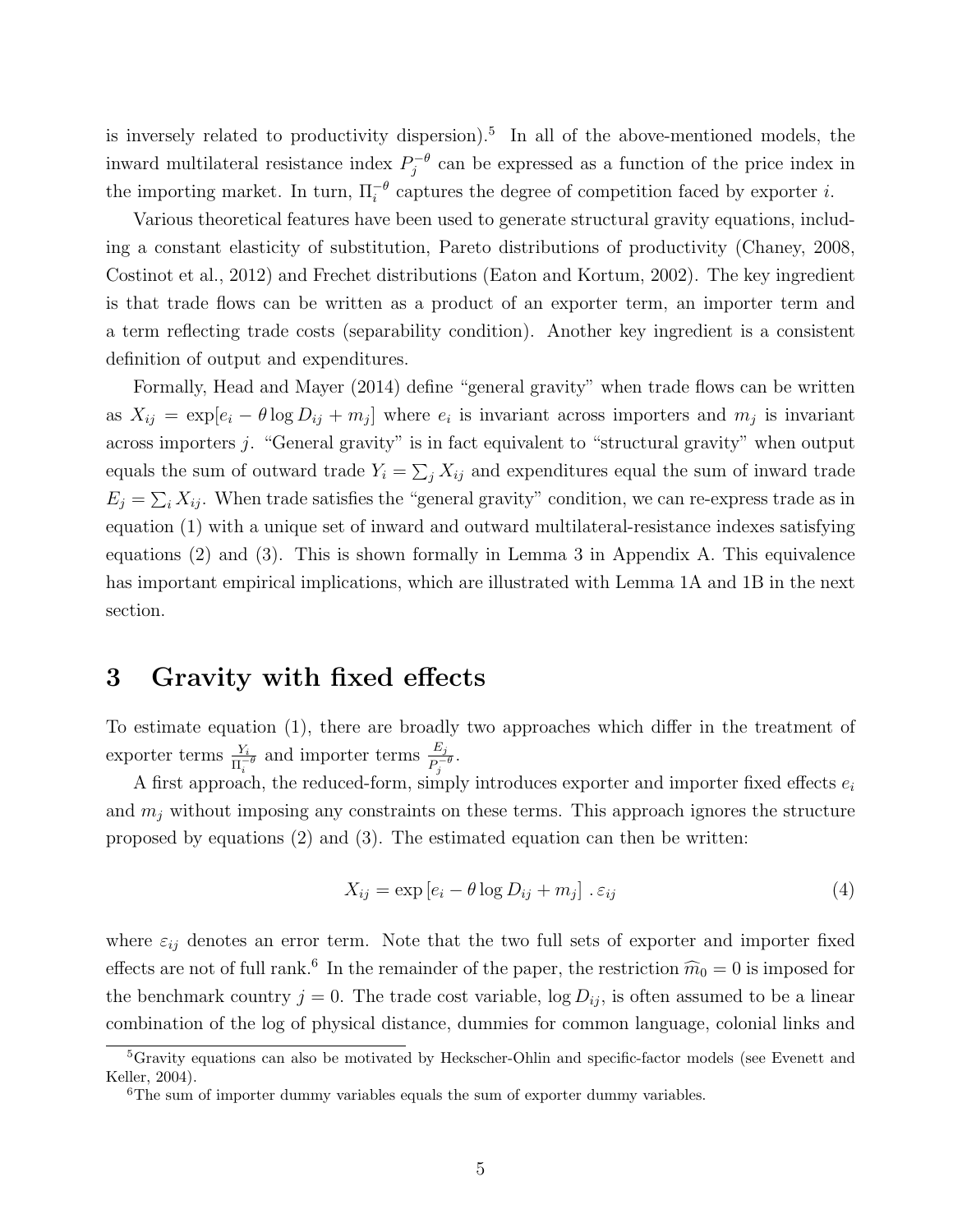is inversely related to productivity dispersion).[5] In all of the above-mentioned models, the inward multilateral resistance index $P_j^{-\theta}$ can be expressed as a function of the price index in the importing market. In turn, $\Pi_i^{-\theta}$ captures the degree of competition faced by exporter $i$.

Various theoretical features have been used to generate structural gravity equations, including a constant elasticity of substitution, Pareto distributions of productivity (Chaney, 2008, Costinot et al., 2012) and Frechet distributions (Eaton and Kortum, 2002). The key ingredient is that trade flows can be written as a product of an exporter term, an importer term and a term reflecting trade costs (separability condition). Another key ingredient is a consistent definition of output and expenditures.

Formally, Head and Mayer (2014) define "general gravity" when trade flows can be written as $X_{ij} = \exp[e_i - \theta \log D_{ij} + m_j]$ where $e_i$ is invariant across importers and $m_j$ is invariant across importers $j$. "General gravity" is in fact equivalent to "structural gravity" when output equals the sum of outward trade $Y_i = \sum_j X_{ij}$ and expenditures equal the sum of inward trade $E_j = \sum_i X_{ij}$. When trade satisfies the "general gravity" condition, we can re-express trade as in equation (1) with a unique set of inward and outward multilateral-resistance indexes satisfying equations (2) and (3). This is shown formally in Lemma 3 in Appendix A. This equivalence has important empirical implications, which are illustrated with Lemma 1A and 1B in the next section.

# 3 Gravity with fixed effects

To estimate equation (1), there are broadly two approaches which differ in the treatment of exporter terms $\frac{Y_i}{\Pi_i^{-\theta}}$ and importer terms $\frac{E_j}{P_j^{-\theta}}$.

A first approach, the reduced-form, simply introduces exporter and importer fixed effects $e_i$ and $m_j$ without imposing any constraints on these terms. This approach ignores the structure proposed by equations (2) and (3). The estimated equation can then be written:

$$X_{ij} = \exp\left[e_i - \theta \log D_{ij} + m_j\right] . \varepsilon_{ij} \tag{4}$$

where $\varepsilon_{ij}$ denotes an error term. Note that the two full sets of exporter and importer fixed effects are not of full rank.[6] In the remainder of the paper, the restriction $\widehat{m}_0 = 0$ is imposed for the benchmark country $j = 0$. The trade cost variable, $\log D_{ij}$, is often assumed to be a linear combination of the log of physical distance, dummies for common language, colonial links and

[5] Gravity equations can also be motivated by Heckscher-Ohlin and specific-factor models (see Evenett and Keller, 2004).

[6] The sum of importer dummy variables equals the sum of exporter dummy variables.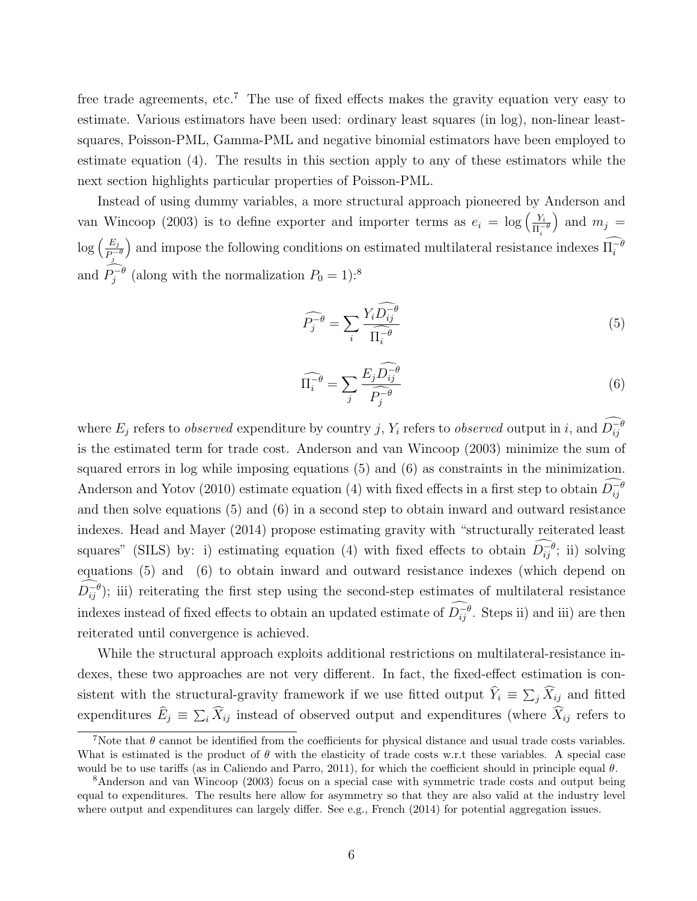free trade agreements, etc.[7] The use of fixed effects makes the gravity equation very easy to estimate. Various estimators have been used: ordinary least squares (in log), non-linear least-squares, Poisson-PML, Gamma-PML and negative binomial estimators have been employed to estimate equation (4). The results in this section apply to any of these estimators while the next section highlights particular properties of Poisson-PML.

Instead of using dummy variables, a more structural approach pioneered by Anderson and van Wincoop (2003) is to define exporter and importer terms as $e_i = \log\left(\frac{Y_i}{\Pi_i^{-\theta}}\right)$ and $m_j = \log\left(\frac{E_j}{P_j^{-\theta}}\right)$ and impose the following conditions on estimated multilateral resistance indexes $\widehat{\Pi_i^{-\theta}}$ and $\widehat{P_j^{-\theta}}$ (along with the normalization $P_0 = 1$):[8]

$$\widehat{P_j^{-\theta}} = \sum_i \frac{Y_i \widehat{D_{ij}^{-\theta}}}{\widehat{\Pi_i^{-\theta}}} \tag{5}$$

$$\widehat{\Pi_i^{-\theta}} = \sum_j \frac{E_j \widehat{D_{ij}^{-\theta}}}{\widehat{P_j^{-\theta}}} \tag{6}$$

where $E_j$ refers to *observed* expenditure by country $j$, $Y_i$ refers to *observed* output in $i$, and $\widehat{D_{ij}^{-\theta}}$ is the estimated term for trade cost. Anderson and van Wincoop (2003) minimize the sum of squared errors in log while imposing equations (5) and (6) as constraints in the minimization. Anderson and Yotov (2010) estimate equation (4) with fixed effects in a first step to obtain $\widehat{D_{ij}^{-\theta}}$ and then solve equations (5) and (6) in a second step to obtain inward and outward resistance indexes. Head and Mayer (2014) propose estimating gravity with "structurally reiterated least squares" (SILS) by: i) estimating equation (4) with fixed effects to obtain $\widehat{D_{ij}^{-\theta}}$; ii) solving equations (5) and (6) to obtain inward and outward resistance indexes (which depend on $\widehat{D_{ij}^{-\theta}}$); iii) reiterating the first step using the second-step estimates of multilateral resistance indexes instead of fixed effects to obtain an updated estimate of $\widehat{D_{ij}^{-\theta}}$. Steps ii) and iii) are then reiterated until convergence is achieved.

While the structural approach exploits additional restrictions on multilateral-resistance indexes, these two approaches are not very different. In fact, the fixed-effect estimation is consistent with the structural-gravity framework if we use fitted output $\widehat{Y}_i \equiv \sum_j \widehat{X}_{ij}$ and fitted expenditures $\widehat{E}_j \equiv \sum_i \widehat{X}_{ij}$ instead of observed output and expenditures (where $\widehat{X}_{ij}$ refers to

[7] Note that $\theta$ cannot be identified from the coefficients for physical distance and usual trade costs variables. What is estimated is the product of $\theta$ with the elasticity of trade costs w.r.t these variables. A special case would be to use tariffs (as in Caliendo and Parro, 2011), for which the coefficient should in principle equal $\theta$.

[8] Anderson and van Wincoop (2003) focus on a special case with symmetric trade costs and output being equal to expenditures. The results here allow for asymmetry so that they are also valid at the industry level where output and expenditures can largely differ. See e.g., French (2014) for potential aggregation issues.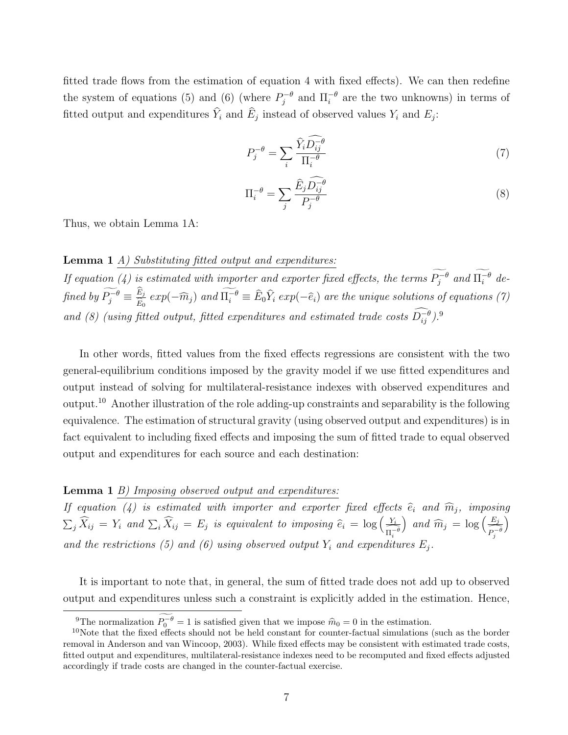fitted trade flows from the estimation of equation 4 with fixed effects). We can then redefine the system of equations (5) and (6) (where $P_j^{-\theta}$ and $\Pi_i^{-\theta}$ are the two unknowns) in terms of fitted output and expenditures $\widehat{Y}_i$ and $\widehat{E}_j$ instead of observed values $Y_i$ and $E_j$:

$$P_j^{-\theta} = \sum_i \frac{\widehat{Y}_i \widehat{D_{ij}^{-\theta}}}{\Pi_i^{-\theta}} \tag{7}$$

$$\Pi_i^{-\theta} = \sum_j \frac{\widehat{E}_j \widehat{D_{ij}^{-\theta}}}{P_j^{-\theta}} \tag{8}$$

Thus, we obtain Lemma 1A:

**Lemma 1** *A) Substituting fitted output and expenditures:*
*If equation (4) is estimated with importer and exporter fixed effects, the terms $\widetilde{P_j^{-\theta}}$ and $\widetilde{\Pi_i^{-\theta}}$ defined by $\widetilde{P_j^{-\theta}} \equiv \frac{\widehat{E}_j}{\widehat{E}_0}\, exp(-\widehat{m}_j)$ and $\widetilde{\Pi_i^{-\theta}} \equiv \widehat{E}_0 \widehat{Y}_i\, exp(-\widehat{e}_i)$ are the unique solutions of equations (7) and (8) (using fitted output, fitted expenditures and estimated trade costs $\widehat{D_{ij}^{-\theta}}$).*[9]

In other words, fitted values from the fixed effects regressions are consistent with the two general-equilibrium conditions imposed by the gravity model if we use fitted expenditures and output instead of solving for multilateral-resistance indexes with observed expenditures and output.[10] Another illustration of the role adding-up constraints and separability is the following equivalence. The estimation of structural gravity (using observed output and expenditures) is in fact equivalent to including fixed effects and imposing the sum of fitted trade to equal observed output and expenditures for each source and each destination:

**Lemma 1** *B) Imposing observed output and expenditures:*
*If equation (4) is estimated with importer and exporter fixed effects $\widehat{e}_i$ and $\widehat{m}_j$, imposing $\sum_j \widehat{X}_{ij} = Y_i$ and $\sum_i \widehat{X}_{ij} = E_j$ is equivalent to imposing $\widehat{e}_i = \log\left(\frac{Y_i}{\widetilde{\Pi_i^{-\theta}}}\right)$ and $\widehat{m}_j = \log\left(\frac{E_j}{\widetilde{P_j^{-\theta}}}\right)$ and the restrictions (5) and (6) using observed output $Y_i$ and expenditures $E_j$.*

It is important to note that, in general, the sum of fitted trade does not add up to observed output and expenditures unless such a constraint is explicitly added in the estimation. Hence,

[9] The normalization $\widetilde{P_0^{-\theta}} = 1$ is satisfied given that we impose $\widehat{m}_0 = 0$ in the estimation.

[10] Note that the fixed effects should not be held constant for counter-factual simulations (such as the border removal in Anderson and van Wincoop, 2003). While fixed effects may be consistent with estimated trade costs, fitted output and expenditures, multilateral-resistance indexes need to be recomputed and fixed effects adjusted accordingly if trade costs are changed in the counter-factual exercise.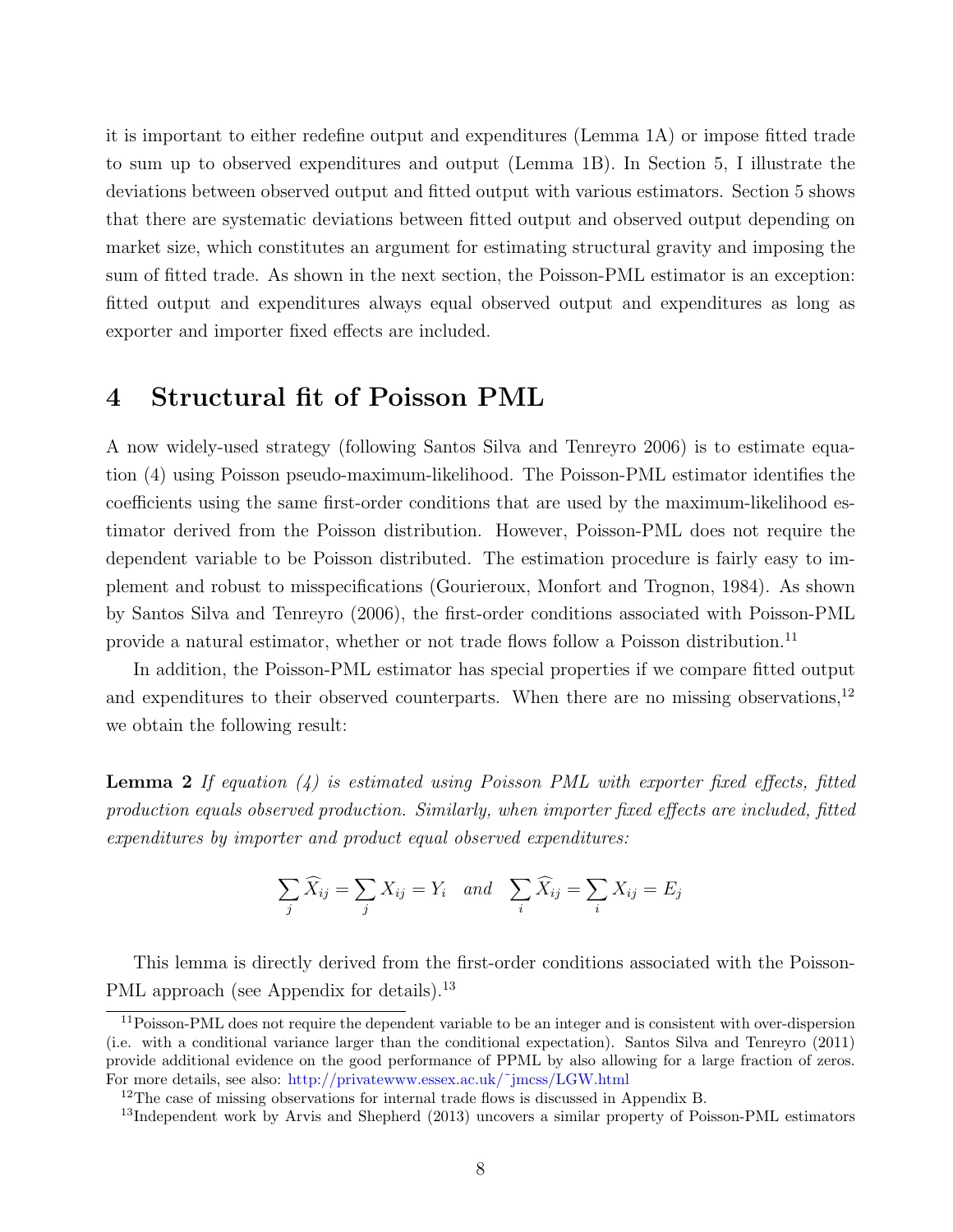it is important to either redefine output and expenditures (Lemma 1A) or impose fitted trade to sum up to observed expenditures and output (Lemma 1B). In Section 5, I illustrate the deviations between observed output and fitted output with various estimators. Section 5 shows that there are systematic deviations between fitted output and observed output depending on market size, which constitutes an argument for estimating structural gravity and imposing the sum of fitted trade. As shown in the next section, the Poisson-PML estimator is an exception: fitted output and expenditures always equal observed output and expenditures as long as exporter and importer fixed effects are included.

# 4 Structural fit of Poisson PML

A now widely-used strategy (following Santos Silva and Tenreyro 2006) is to estimate equation (4) using Poisson pseudo-maximum-likelihood. The Poisson-PML estimator identifies the coefficients using the same first-order conditions that are used by the maximum-likelihood estimator derived from the Poisson distribution. However, Poisson-PML does not require the dependent variable to be Poisson distributed. The estimation procedure is fairly easy to implement and robust to misspecifications (Gourieroux, Monfort and Trognon, 1984). As shown by Santos Silva and Tenreyro (2006), the first-order conditions associated with Poisson-PML provide a natural estimator, whether or not trade flows follow a Poisson distribution.[11]

In addition, the Poisson-PML estimator has special properties if we compare fitted output and expenditures to their observed counterparts. When there are no missing observations,[12] we obtain the following result:

**Lemma 2** *If equation (4) is estimated using Poisson PML with exporter fixed effects, fitted production equals observed production. Similarly, when importer fixed effects are included, fitted expenditures by importer and product equal observed expenditures:*

$$\sum_j \widehat{X}_{ij} = \sum_j X_{ij} = Y_i \quad \textit{and} \quad \sum_i \widehat{X}_{ij} = \sum_i X_{ij} = E_j$$

This lemma is directly derived from the first-order conditions associated with the Poisson-PML approach (see Appendix for details).[13]

[11] Poisson-PML does not require the dependent variable to be an integer and is consistent with over-dispersion (i.e. with a conditional variance larger than the conditional expectation). Santos Silva and Tenreyro (2011) provide additional evidence on the good performance of PPML by also allowing for a large fraction of zeros. For more details, see also: http://privatewww.essex.ac.uk/~jmcss/LGW.html

[12] The case of missing observations for internal trade flows is discussed in Appendix B.

[13] Independent work by Arvis and Shepherd (2013) uncovers a similar property of Poisson-PML estimators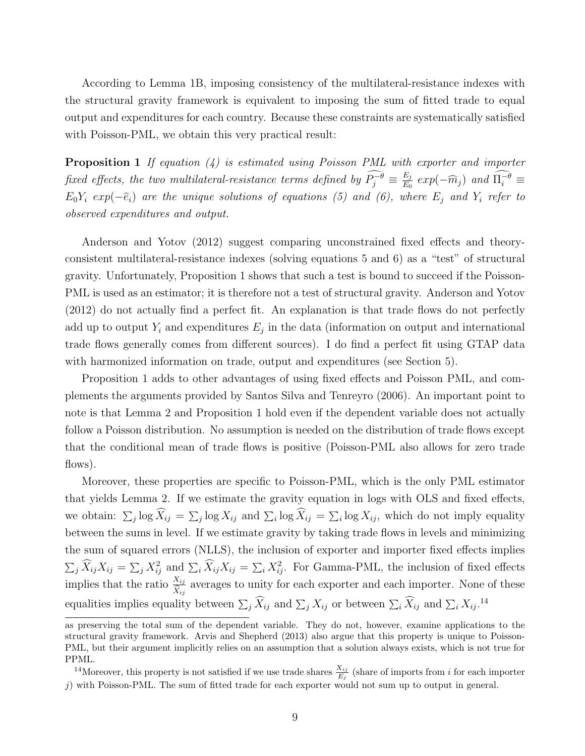According to Lemma 1B, imposing consistency of the multilateral-resistance indexes with the structural gravity framework is equivalent to imposing the sum of fitted trade to equal output and expenditures for each country. Because these constraints are systematically satisfied with Poisson-PML, we obtain this very practical result:

**Proposition 1** *If equation (4) is estimated using Poisson PML with exporter and importer fixed effects, the two multilateral-resistance terms defined by* $\widehat{P_j^{-\theta}} \equiv \frac{E_j}{E_0}\, exp(-\widehat{m}_j)$ *and* $\widehat{\Pi_i^{-\theta}} \equiv E_0 Y_i\ exp(-\widehat{e}_i)$ *are the unique solutions of equations (5) and (6), where* $E_j$ *and* $Y_i$ *refer to observed expenditures and output.*

Anderson and Yotov (2012) suggest comparing unconstrained fixed effects and theory-consistent multilateral-resistance indexes (solving equations 5 and 6) as a "test" of structural gravity. Unfortunately, Proposition 1 shows that such a test is bound to succeed if the Poisson-PML is used as an estimator; it is therefore not a test of structural gravity. Anderson and Yotov (2012) do not actually find a perfect fit. An explanation is that trade flows do not perfectly add up to output $Y_i$ and expenditures $E_j$ in the data (information on output and international trade flows generally comes from different sources). I do find a perfect fit using GTAP data with harmonized information on trade, output and expenditures (see Section 5).

Proposition 1 adds to other advantages of using fixed effects and Poisson PML, and complements the arguments provided by Santos Silva and Tenreyro (2006). An important point to note is that Lemma 2 and Proposition 1 hold even if the dependent variable does not actually follow a Poisson distribution. No assumption is needed on the distribution of trade flows except that the conditional mean of trade flows is positive (Poisson-PML also allows for zero trade flows).

Moreover, these properties are specific to Poisson-PML, which is the only PML estimator that yields Lemma 2. If we estimate the gravity equation in logs with OLS and fixed effects, we obtain: $\sum_j \log \widehat{X}_{ij} = \sum_j \log X_{ij}$ and $\sum_i \log \widehat{X}_{ij} = \sum_i \log X_{ij}$, which do not imply equality between the sums in level. If we estimate gravity by taking trade flows in levels and minimizing the sum of squared errors (NLLS), the inclusion of exporter and importer fixed effects implies $\sum_j \widehat{X}_{ij} X_{ij} = \sum_j X_{ij}^2$ and $\sum_i \widehat{X}_{ij} X_{ij} = \sum_i X_{ij}^2$. For Gamma-PML, the inclusion of fixed effects implies that the ratio $\frac{X_{ij}}{\widehat{X}_{ij}}$ averages to unity for each exporter and each importer. None of these equalities implies equality between $\sum_j \widehat{X}_{ij}$ and $\sum_j X_{ij}$ or between $\sum_i \widehat{X}_{ij}$ and $\sum_i X_{ij}$.[14]

---

as preserving the total sum of the dependent variable. They do not, however, examine applications to the structural gravity framework. Arvis and Shepherd (2013) also argue that this property is unique to Poisson-PML, but their argument implicitly relies on an assumption that a solution always exists, which is not true for PPML.

[14]Moreover, this property is not satisfied if we use trade shares $\frac{X_{ij}}{E_j}$ (share of imports from $i$ for each importer $j$) with Poisson-PML. The sum of fitted trade for each exporter would not sum up to output in general.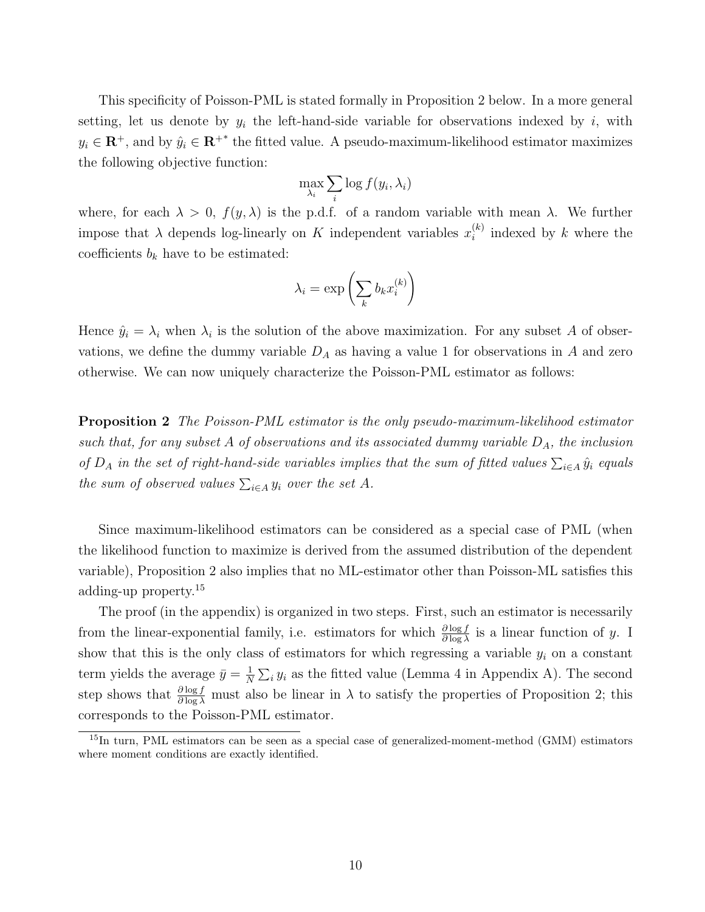This specificity of Poisson-PML is stated formally in Proposition 2 below. In a more general setting, let us denote by $y_i$ the left-hand-side variable for observations indexed by $i$, with $y_i \in \mathbf{R}^+$, and by $\hat{y}_i \in \mathbf{R}^{+*}$ the fitted value. A pseudo-maximum-likelihood estimator maximizes the following objective function:

$$\max_{\lambda_i} \sum_i \log f(y_i, \lambda_i)$$

where, for each $\lambda > 0$, $f(y, \lambda)$ is the p.d.f. of a random variable with mean $\lambda$. We further impose that $\lambda$ depends log-linearly on $K$ independent variables $x_i^{(k)}$ indexed by $k$ where the coefficients $b_k$ have to be estimated:

$$\lambda_i = \exp\left(\sum_k b_k x_i^{(k)}\right)$$

Hence $\hat{y}_i = \lambda_i$ when $\lambda_i$ is the solution of the above maximization. For any subset $A$ of observations, we define the dummy variable $D_A$ as having a value 1 for observations in $A$ and zero otherwise. We can now uniquely characterize the Poisson-PML estimator as follows:

**Proposition 2** *The Poisson-PML estimator is the only pseudo-maximum-likelihood estimator such that, for any subset $A$ of observations and its associated dummy variable $D_A$, the inclusion of $D_A$ in the set of right-hand-side variables implies that the sum of fitted values $\sum_{i \in A} \hat{y}_i$ equals the sum of observed values $\sum_{i \in A} y_i$ over the set $A$.*

Since maximum-likelihood estimators can be considered as a special case of PML (when the likelihood function to maximize is derived from the assumed distribution of the dependent variable), Proposition 2 also implies that no ML-estimator other than Poisson-ML satisfies this adding-up property.[15]

The proof (in the appendix) is organized in two steps. First, such an estimator is necessarily from the linear-exponential family, i.e. estimators for which $\frac{\partial \log f}{\partial \log \lambda}$ is a linear function of $y$. I show that this is the only class of estimators for which regressing a variable $y_i$ on a constant term yields the average $\bar{y} = \frac{1}{N} \sum_i y_i$ as the fitted value (Lemma 4 in Appendix A). The second step shows that $\frac{\partial \log f}{\partial \log \lambda}$ must also be linear in $\lambda$ to satisfy the properties of Proposition 2; this corresponds to the Poisson-PML estimator.

[15] In turn, PML estimators can be seen as a special case of generalized-moment-method (GMM) estimators where moment conditions are exactly identified.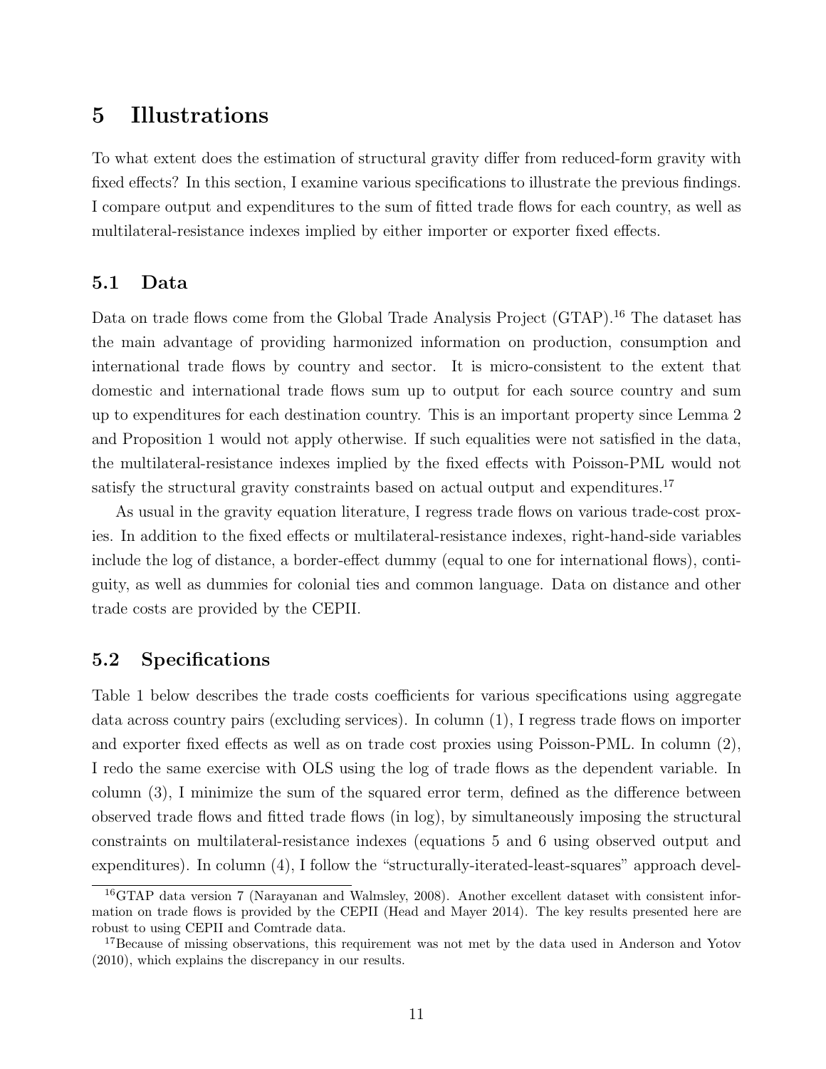# 5 Illustrations

To what extent does the estimation of structural gravity differ from reduced-form gravity with fixed effects? In this section, I examine various specifications to illustrate the previous findings. I compare output and expenditures to the sum of fitted trade flows for each country, as well as multilateral-resistance indexes implied by either importer or exporter fixed effects.

## 5.1 Data

Data on trade flows come from the Global Trade Analysis Project (GTAP).[16] The dataset has the main advantage of providing harmonized information on production, consumption and international trade flows by country and sector. It is micro-consistent to the extent that domestic and international trade flows sum up to output for each source country and sum up to expenditures for each destination country. This is an important property since Lemma 2 and Proposition 1 would not apply otherwise. If such equalities were not satisfied in the data, the multilateral-resistance indexes implied by the fixed effects with Poisson-PML would not satisfy the structural gravity constraints based on actual output and expenditures.[17]

As usual in the gravity equation literature, I regress trade flows on various trade-cost proxies. In addition to the fixed effects or multilateral-resistance indexes, right-hand-side variables include the log of distance, a border-effect dummy (equal to one for international flows), contiguity, as well as dummies for colonial ties and common language. Data on distance and other trade costs are provided by the CEPII.

## 5.2 Specifications

Table 1 below describes the trade costs coefficients for various specifications using aggregate data across country pairs (excluding services). In column (1), I regress trade flows on importer and exporter fixed effects as well as on trade cost proxies using Poisson-PML. In column (2), I redo the same exercise with OLS using the log of trade flows as the dependent variable. In column (3), I minimize the sum of the squared error term, defined as the difference between observed trade flows and fitted trade flows (in log), by simultaneously imposing the structural constraints on multilateral-resistance indexes (equations 5 and 6 using observed output and expenditures). In column (4), I follow the "structurally-iterated-least-squares" approach devel-

[16] GTAP data version 7 (Narayanan and Walmsley, 2008). Another excellent dataset with consistent information on trade flows is provided by the CEPII (Head and Mayer 2014). The key results presented here are robust to using CEPII and Comtrade data.

[17] Because of missing observations, this requirement was not met by the data used in Anderson and Yotov (2010), which explains the discrepancy in our results.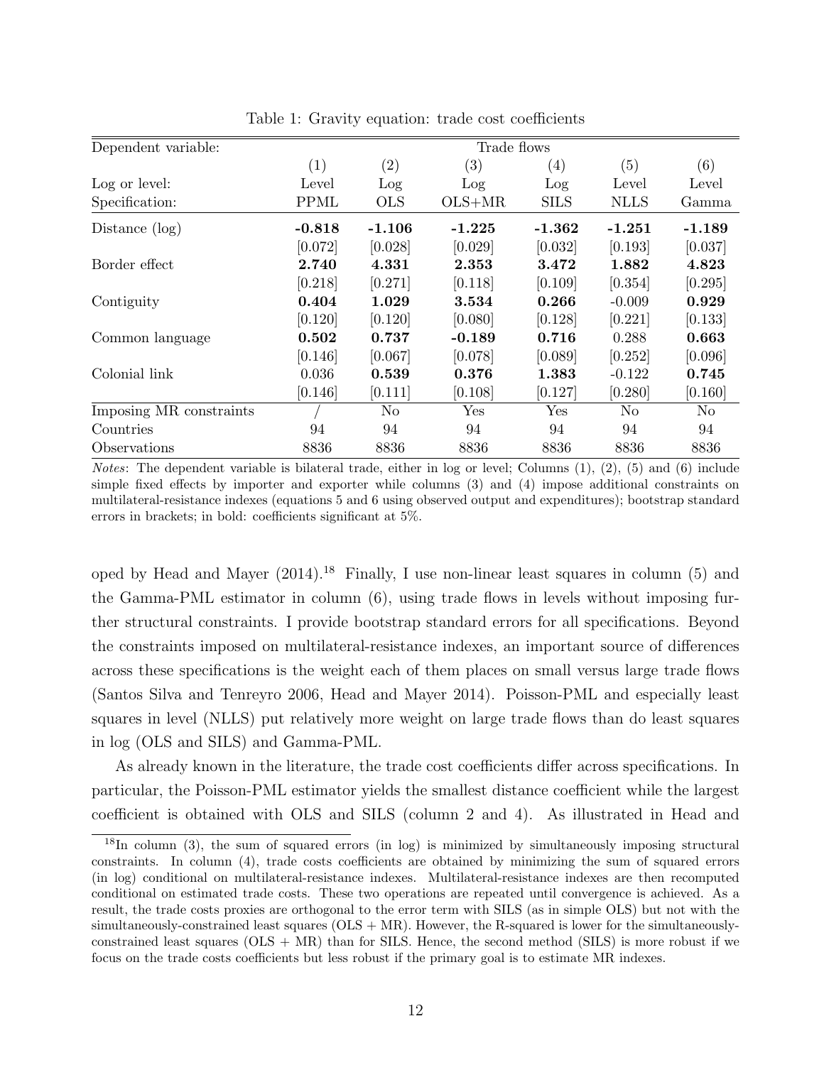Table 1: Gravity equation: trade cost coefficients

| Dependent variable: | Trade flows | | | | | |
|---|---|---|---|---|---|---|
| | (1) | (2) | (3) | (4) | (5) | (6) |
| Log or level: | Level | Log | Log | Log | Level | Level |
| Specification: | PPML | OLS | OLS+MR | SILS | NLLS | Gamma |
| Distance (log) | **-0.818** | **-1.106** | **-1.225** | **-1.362** | **-1.251** | **-1.189** |
| | [0.072] | [0.028] | [0.029] | [0.032] | [0.193] | [0.037] |
| Border effect | **2.740** | **4.331** | **2.353** | **3.472** | **1.882** | **4.823** |
| | [0.218] | [0.271] | [0.118] | [0.109] | [0.354] | [0.295] |
| Contiguity | **0.404** | **1.029** | **3.534** | **0.266** | -0.009 | **0.929** |
| | [0.120] | [0.120] | [0.080] | [0.128] | [0.221] | [0.133] |
| Common language | **0.502** | **0.737** | **-0.189** | **0.716** | 0.288 | **0.663** |
| | [0.146] | [0.067] | [0.078] | [0.089] | [0.252] | [0.096] |
| Colonial link | 0.036 | **0.539** | **0.376** | **1.383** | -0.122 | **0.745** |
| | [0.146] | [0.111] | [0.108] | [0.127] | [0.280] | [0.160] |
| Imposing MR constraints | / | No | Yes | Yes | No | No |
| Countries | 94 | 94 | 94 | 94 | 94 | 94 |
| Observations | 8836 | 8836 | 8836 | 8836 | 8836 | 8836 |

*Notes*: The dependent variable is bilateral trade, either in log or level; Columns (1), (2), (5) and (6) include simple fixed effects by importer and exporter while columns (3) and (4) impose additional constraints on multilateral-resistance indexes (equations 5 and 6 using observed output and expenditures); bootstrap standard errors in brackets; in bold: coefficients significant at 5%.

oped by Head and Mayer (2014).[18] Finally, I use non-linear least squares in column (5) and the Gamma-PML estimator in column (6), using trade flows in levels without imposing further structural constraints. I provide bootstrap standard errors for all specifications. Beyond the constraints imposed on multilateral-resistance indexes, an important source of differences across these specifications is the weight each of them places on small versus large trade flows (Santos Silva and Tenreyro 2006, Head and Mayer 2014). Poisson-PML and especially least squares in level (NLLS) put relatively more weight on large trade flows than do least squares in log (OLS and SILS) and Gamma-PML.

As already known in the literature, the trade cost coefficients differ across specifications. In particular, the Poisson-PML estimator yields the smallest distance coefficient while the largest coefficient is obtained with OLS and SILS (column 2 and 4). As illustrated in Head and

[18] In column (3), the sum of squared errors (in log) is minimized by simultaneously imposing structural constraints. In column (4), trade costs coefficients are obtained by minimizing the sum of squared errors (in log) conditional on multilateral-resistance indexes. Multilateral-resistance indexes are then recomputed conditional on estimated trade costs. These two operations are repeated until convergence is achieved. As a result, the trade costs proxies are orthogonal to the error term with SILS (as in simple OLS) but not with the simultaneously-constrained least squares (OLS + MR). However, the R-squared is lower for the simultaneously-constrained least squares (OLS + MR) than for SILS. Hence, the second method (SILS) is more robust if we focus on the trade costs coefficients but less robust if the primary goal is to estimate MR indexes.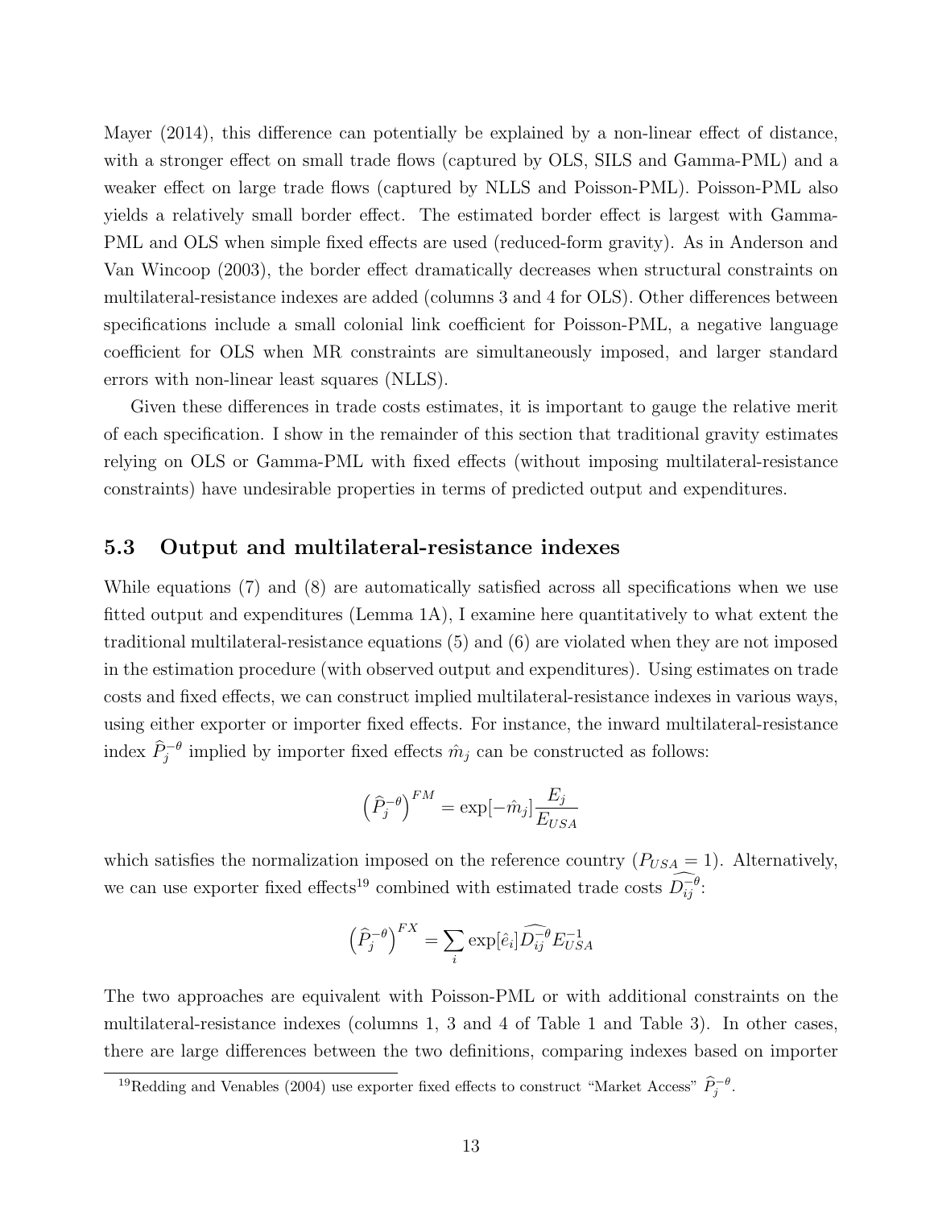Mayer (2014), this difference can potentially be explained by a non-linear effect of distance, with a stronger effect on small trade flows (captured by OLS, SILS and Gamma-PML) and a weaker effect on large trade flows (captured by NLLS and Poisson-PML). Poisson-PML also yields a relatively small border effect. The estimated border effect is largest with Gamma-PML and OLS when simple fixed effects are used (reduced-form gravity). As in Anderson and Van Wincoop (2003), the border effect dramatically decreases when structural constraints on multilateral-resistance indexes are added (columns 3 and 4 for OLS). Other differences between specifications include a small colonial link coefficient for Poisson-PML, a negative language coefficient for OLS when MR constraints are simultaneously imposed, and larger standard errors with non-linear least squares (NLLS).

Given these differences in trade costs estimates, it is important to gauge the relative merit of each specification. I show in the remainder of this section that traditional gravity estimates relying on OLS or Gamma-PML with fixed effects (without imposing multilateral-resistance constraints) have undesirable properties in terms of predicted output and expenditures.

### 5.3 Output and multilateral-resistance indexes

While equations (7) and (8) are automatically satisfied across all specifications when we use fitted output and expenditures (Lemma 1A), I examine here quantitatively to what extent the traditional multilateral-resistance equations (5) and (6) are violated when they are not imposed in the estimation procedure (with observed output and expenditures). Using estimates on trade costs and fixed effects, we can construct implied multilateral-resistance indexes in various ways, using either exporter or importer fixed effects. For instance, the inward multilateral-resistance index $\widehat{P}_j^{-\theta}$ implied by importer fixed effects $\hat{m}_j$ can be constructed as follows:

$$\left(\widehat{P}_j^{-\theta}\right)^{FM} = \exp[-\hat{m}_j] \frac{E_j}{E_{USA}}$$

which satisfies the normalization imposed on the reference country ($P_{USA} = 1$). Alternatively, we can use exporter fixed effects[19] combined with estimated trade costs $\widehat{D_{ij}^{-\theta}}$:

$$\left(\widehat{P}_j^{-\theta}\right)^{FX} = \sum_i \exp[\hat{e}_i] \widehat{D_{ij}^{-\theta}} E_{USA}^{-1}$$

The two approaches are equivalent with Poisson-PML or with additional constraints on the multilateral-resistance indexes (columns 1, 3 and 4 of Table 1 and Table 3). In other cases, there are large differences between the two definitions, comparing indexes based on importer

[19] Redding and Venables (2004) use exporter fixed effects to construct "Market Access" $\widehat{P}_j^{-\theta}$.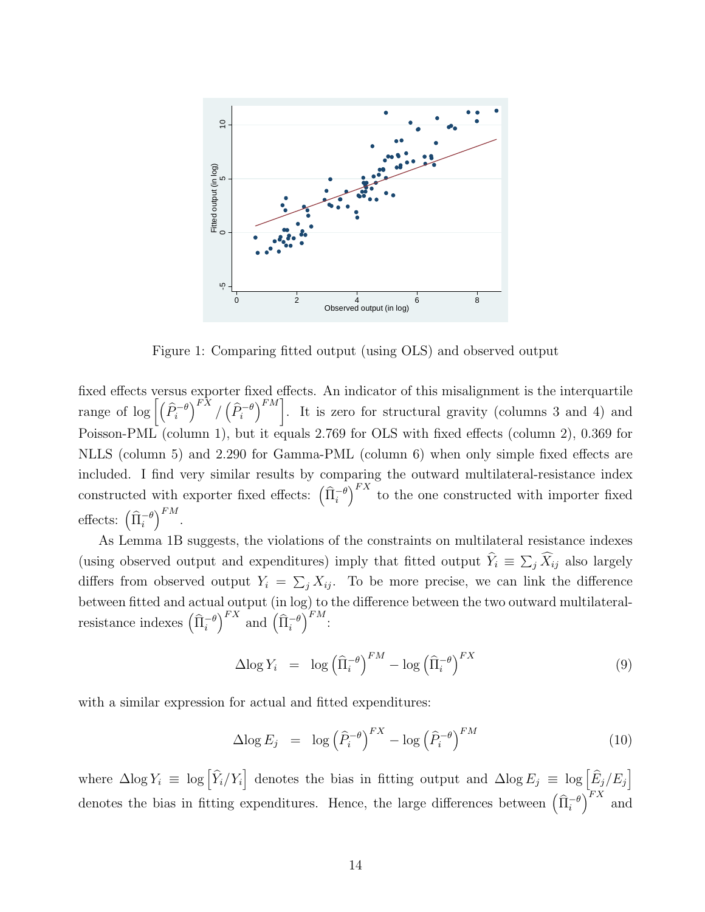Figure 1: Comparing fitted output (using OLS) and observed output

fixed effects versus exporter fixed effects. An indicator of this misalignment is the interquartile range of $\log\left[\left(\widehat{P}_i^{-\theta}\right)^{FX} / \left(\widehat{P}_i^{-\theta}\right)^{FM}\right]$. It is zero for structural gravity (columns 3 and 4) and Poisson-PML (column 1), but it equals 2.769 for OLS with fixed effects (column 2), 0.369 for NLLS (column 5) and 2.290 for Gamma-PML (column 6) when only simple fixed effects are included. I find very similar results by comparing the outward multilateral-resistance index constructed with exporter fixed effects: $\left(\widehat{\Pi}_i^{-\theta}\right)^{FX}$ to the one constructed with importer fixed effects: $\left(\widehat{\Pi}_i^{-\theta}\right)^{FM}$.

As Lemma 1B suggests, the violations of the constraints on multilateral resistance indexes (using observed output and expenditures) imply that fitted output $\widehat{Y}_i \equiv \sum_j \widehat{X}_{ij}$ also largely differs from observed output $Y_i = \sum_j X_{ij}$. To be more precise, we can link the difference between fitted and actual output (in log) to the difference between the two outward multilateral-resistance indexes $\left(\widehat{\Pi}_i^{-\theta}\right)^{FX}$ and $\left(\widehat{\Pi}_i^{-\theta}\right)^{FM}$:

$$\Delta \log Y_i \;=\; \log\left(\widehat{\Pi}_i^{-\theta}\right)^{FM} - \log\left(\widehat{\Pi}_i^{-\theta}\right)^{FX} \tag{9}$$

with a similar expression for actual and fitted expenditures:

$$\Delta \log E_j \;=\; \log\left(\widehat{P}_i^{-\theta}\right)^{FX} - \log\left(\widehat{P}_i^{-\theta}\right)^{FM} \tag{10}$$

where $\Delta \log Y_i \equiv \log\left[\widehat{Y}_i / Y_i\right]$ denotes the bias in fitting output and $\Delta \log E_j \equiv \log\left[\widehat{E}_j / E_j\right]$ denotes the bias in fitting expenditures. Hence, the large differences between $\left(\widehat{\Pi}_i^{-\theta}\right)^{FX}$ and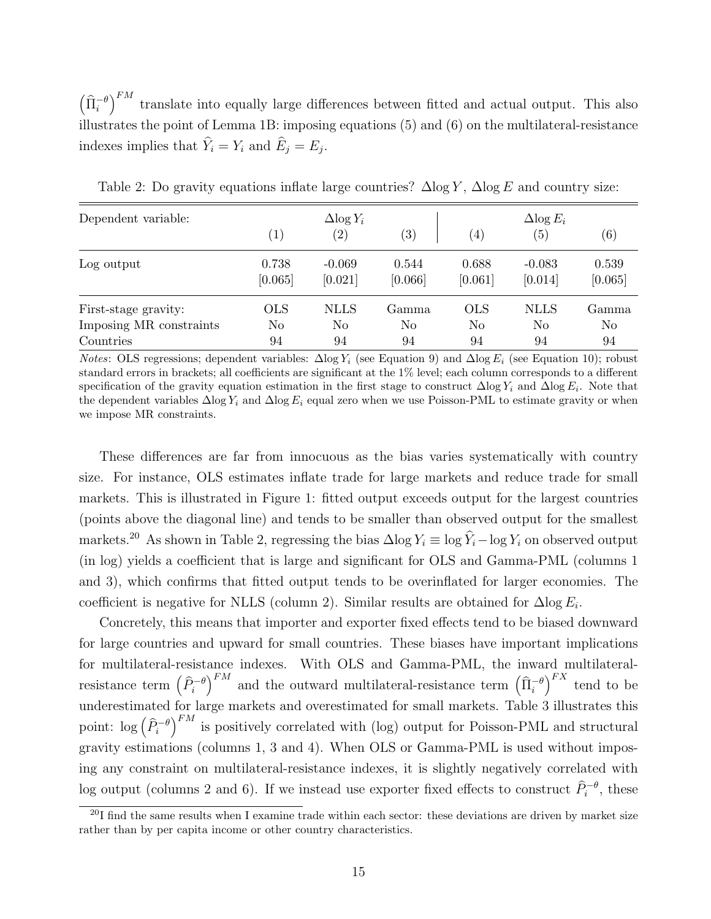$\left(\widehat{\Pi}_i^{-\theta}\right)^{FM}$ translate into equally large differences between fitted and actual output. This also illustrates the point of Lemma 1B: imposing equations (5) and (6) on the multilateral-resistance indexes implies that $\widehat{Y}_i = Y_i$ and $\widehat{E}_j = E_j$.

Table 2: Do gravity equations inflate large countries? $\Delta \log Y$, $\Delta \log E$ and country size:

| Dependent variable: | $\Delta \log Y_i$ | | | $\Delta \log E_i$ | | |
|---|---|---|---|---|---|---|
| | (1) | (2) | (3) | (4) | (5) | (6) |
| Log output | 0.738 | -0.069 | 0.544 | 0.688 | -0.083 | 0.539 |
| | [0.065] | [0.021] | [0.066] | [0.061] | [0.014] | [0.065] |
| First-stage gravity: | OLS | NLLS | Gamma | OLS | NLLS | Gamma |
| Imposing MR constraints | No | No | No | No | No | No |
| Countries | 94 | 94 | 94 | 94 | 94 | 94 |

*Notes*: OLS regressions; dependent variables: $\Delta \log Y_i$ (see Equation 9) and $\Delta \log E_i$ (see Equation 10); robust standard errors in brackets; all coefficients are significant at the 1% level; each column corresponds to a different specification of the gravity equation estimation in the first stage to construct $\Delta \log Y_i$ and $\Delta \log E_i$. Note that the dependent variables $\Delta \log Y_i$ and $\Delta \log E_i$ equal zero when we use Poisson-PML to estimate gravity or when we impose MR constraints.

These differences are far from innocuous as the bias varies systematically with country size. For instance, OLS estimates inflate trade for large markets and reduce trade for small markets. This is illustrated in Figure 1: fitted output exceeds output for the largest countries (points above the diagonal line) and tends to be smaller than observed output for the smallest markets.[20] As shown in Table 2, regressing the bias $\Delta \log Y_i \equiv \log \widehat{Y}_i - \log Y_i$ on observed output (in log) yields a coefficient that is large and significant for OLS and Gamma-PML (columns 1 and 3), which confirms that fitted output tends to be overinflated for larger economies. The coefficient is negative for NLLS (column 2). Similar results are obtained for $\Delta \log E_i$.

Concretely, this means that importer and exporter fixed effects tend to be biased downward for large countries and upward for small countries. These biases have important implications for multilateral-resistance indexes. With OLS and Gamma-PML, the inward multilateral-resistance term $\left(\widehat{P}_i^{-\theta}\right)^{FM}$ and the outward multilateral-resistance term $\left(\widehat{\Pi}_i^{-\theta}\right)^{FX}$ tend to be underestimated for large markets and overestimated for small markets. Table 3 illustrates this point: $\log\left(\widehat{P}_i^{-\theta}\right)^{FM}$ is positively correlated with (log) output for Poisson-PML and structural gravity estimations (columns 1, 3 and 4). When OLS or Gamma-PML is used without imposing any constraint on multilateral-resistance indexes, it is slightly negatively correlated with log output (columns 2 and 6). If we instead use exporter fixed effects to construct $\widehat{P}_i^{-\theta}$, these

[20] I find the same results when I examine trade within each sector: these deviations are driven by market size rather than by per capita income or other country characteristics.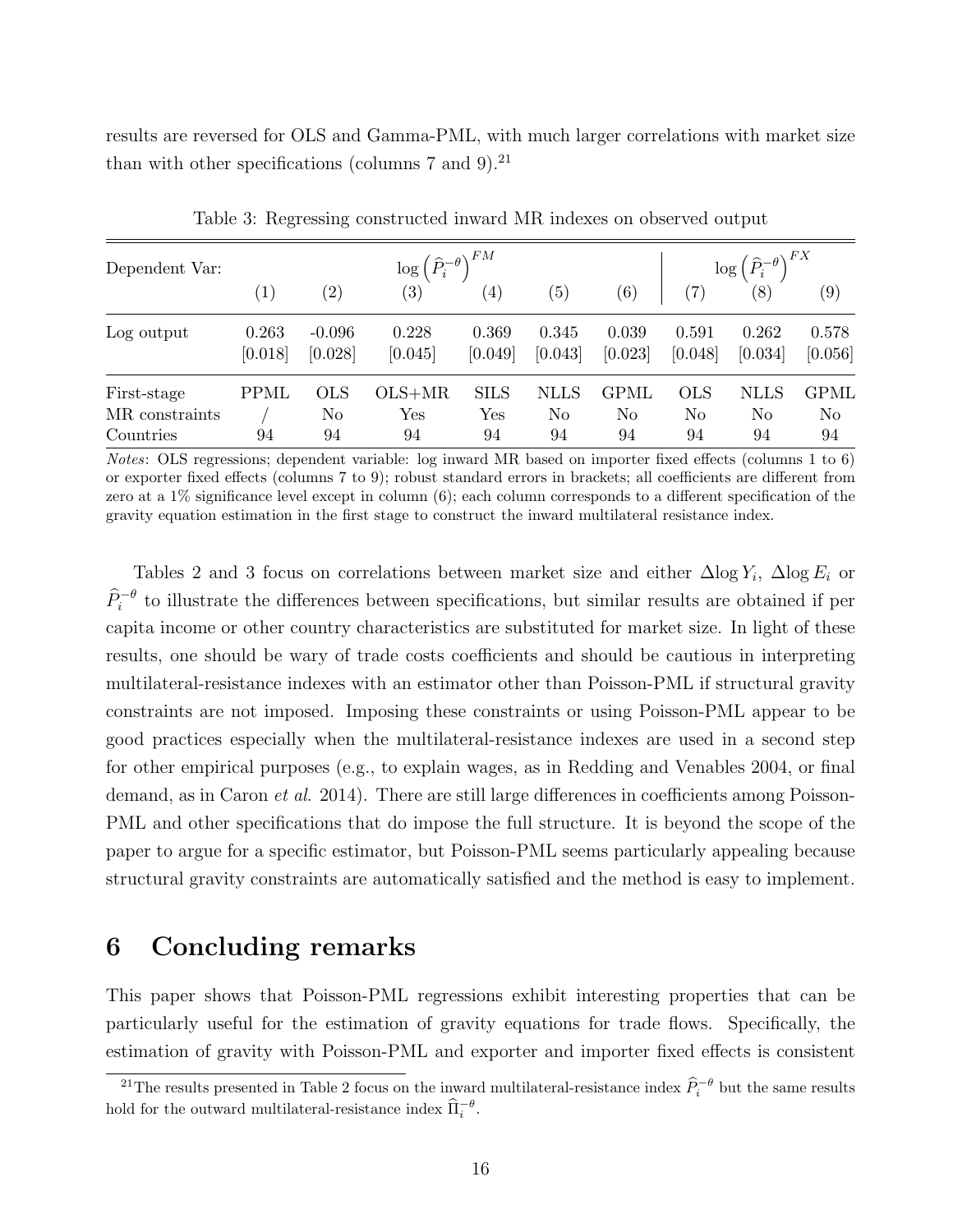results are reversed for OLS and Gamma-PML, with much larger correlations with market size than with other specifications (columns 7 and 9).[21]

Table 3: Regressing constructed inward MR indexes on observed output

| Dependent Var: | $\log\left(\widehat{P}_i^{-\theta}\right)^{FM}$ | | | | | | $\log\left(\widehat{P}_i^{-\theta}\right)^{FX}$ | | |
|---|---|---|---|---|---|---|---|---|---|
| | (1) | (2) | (3) | (4) | (5) | (6) | (7) | (8) | (9) |
| Log output | 0.263 | -0.096 | 0.228 | 0.369 | 0.345 | 0.039 | 0.591 | 0.262 | 0.578 |
| | [0.018] | [0.028] | [0.045] | [0.049] | [0.043] | [0.023] | [0.048] | [0.034] | [0.056] |
| First-stage | PPML | OLS | OLS+MR | SILS | NLLS | GPML | OLS | NLLS | GPML |
| MR constraints | / | No | Yes | Yes | No | No | No | No | No |
| Countries | 94 | 94 | 94 | 94 | 94 | 94 | 94 | 94 | 94 |

*Notes*: OLS regressions; dependent variable: log inward MR based on importer fixed effects (columns 1 to 6) or exporter fixed effects (columns 7 to 9); robust standard errors in brackets; all coefficients are different from zero at a 1% significance level except in column (6); each column corresponds to a different specification of the gravity equation estimation in the first stage to construct the inward multilateral resistance index.

Tables 2 and 3 focus on correlations between market size and either $\Delta \log Y_i$, $\Delta \log E_i$ or $\widehat{P}_i^{-\theta}$ to illustrate the differences between specifications, but similar results are obtained if per capita income or other country characteristics are substituted for market size. In light of these results, one should be wary of trade costs coefficients and should be cautious in interpreting multilateral-resistance indexes with an estimator other than Poisson-PML if structural gravity constraints are not imposed. Imposing these constraints or using Poisson-PML appear to be good practices especially when the multilateral-resistance indexes are used in a second step for other empirical purposes (e.g., to explain wages, as in Redding and Venables 2004, or final demand, as in Caron *et al.* 2014). There are still large differences in coefficients among Poisson-PML and other specifications that do impose the full structure. It is beyond the scope of the paper to argue for a specific estimator, but Poisson-PML seems particularly appealing because structural gravity constraints are automatically satisfied and the method is easy to implement.

# 6 Concluding remarks

This paper shows that Poisson-PML regressions exhibit interesting properties that can be particularly useful for the estimation of gravity equations for trade flows. Specifically, the estimation of gravity with Poisson-PML and exporter and importer fixed effects is consistent

[21] The results presented in Table 2 focus on the inward multilateral-resistance index $\widehat{P}_i^{-\theta}$ but the same results hold for the outward multilateral-resistance index $\widehat{\Pi}_i^{-\theta}$.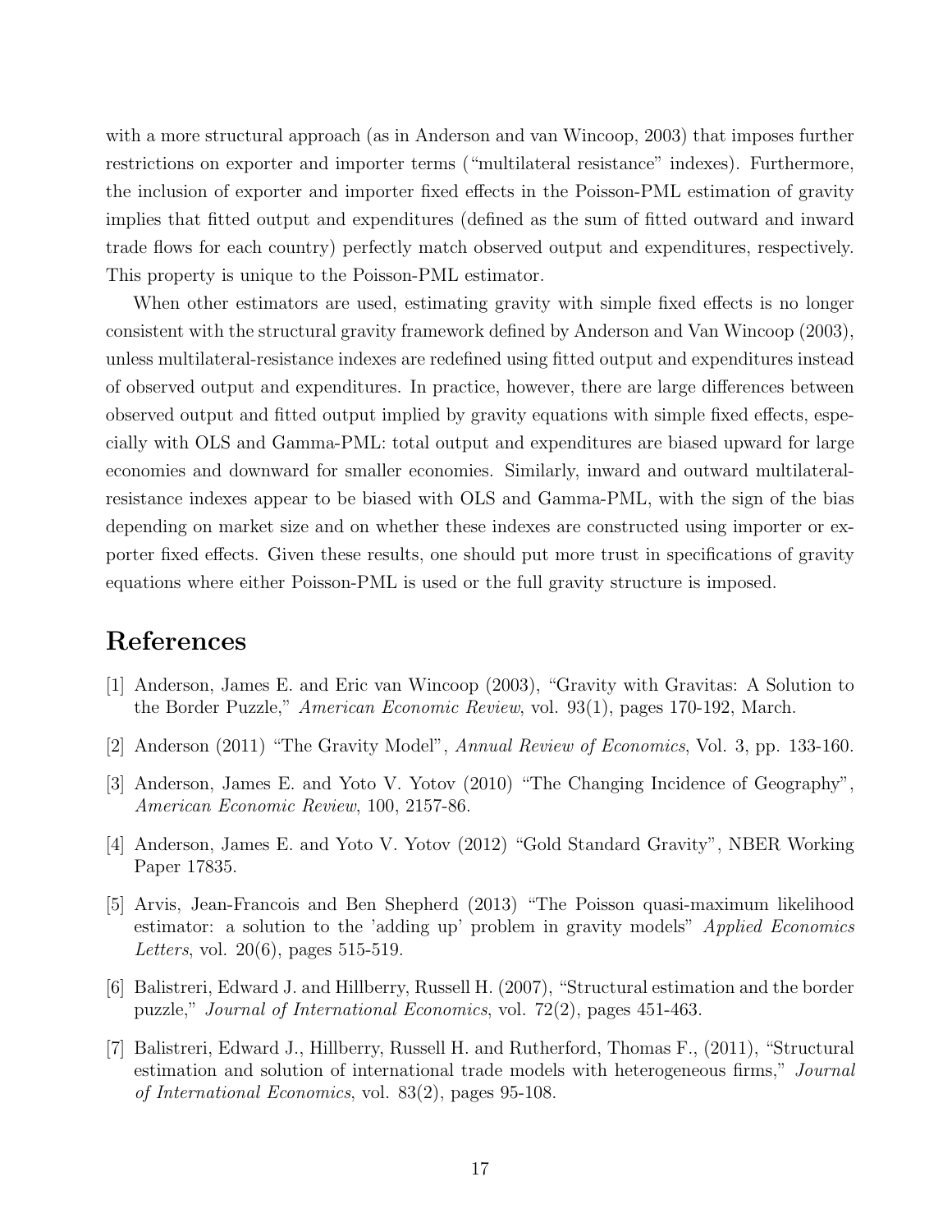with a more structural approach (as in Anderson and van Wincoop, 2003) that imposes further restrictions on exporter and importer terms ("multilateral resistance" indexes). Furthermore, the inclusion of exporter and importer fixed effects in the Poisson-PML estimation of gravity implies that fitted output and expenditures (defined as the sum of fitted outward and inward trade flows for each country) perfectly match observed output and expenditures, respectively. This property is unique to the Poisson-PML estimator.

When other estimators are used, estimating gravity with simple fixed effects is no longer consistent with the structural gravity framework defined by Anderson and Van Wincoop (2003), unless multilateral-resistance indexes are redefined using fitted output and expenditures instead of observed output and expenditures. In practice, however, there are large differences between observed output and fitted output implied by gravity equations with simple fixed effects, especially with OLS and Gamma-PML: total output and expenditures are biased upward for large economies and downward for smaller economies. Similarly, inward and outward multilateral-resistance indexes appear to be biased with OLS and Gamma-PML, with the sign of the bias depending on market size and on whether these indexes are constructed using importer or exporter fixed effects. Given these results, one should put more trust in specifications of gravity equations where either Poisson-PML is used or the full gravity structure is imposed.

# References

[1] Anderson, James E. and Eric van Wincoop (2003), "Gravity with Gravitas: A Solution to the Border Puzzle," *American Economic Review*, vol. 93(1), pages 170-192, March.

[2] Anderson (2011) "The Gravity Model", *Annual Review of Economics*, Vol. 3, pp. 133-160.

[3] Anderson, James E. and Yoto V. Yotov (2010) "The Changing Incidence of Geography", *American Economic Review*, 100, 2157-86.

[4] Anderson, James E. and Yoto V. Yotov (2012) "Gold Standard Gravity", NBER Working Paper 17835.

[5] Arvis, Jean-Francois and Ben Shepherd (2013) "The Poisson quasi-maximum likelihood estimator: a solution to the 'adding up' problem in gravity models" *Applied Economics Letters*, vol. 20(6), pages 515-519.

[6] Balistreri, Edward J. and Hillberry, Russell H. (2007), "Structural estimation and the border puzzle," *Journal of International Economics*, vol. 72(2), pages 451-463.

[7] Balistreri, Edward J., Hillberry, Russell H. and Rutherford, Thomas F., (2011), "Structural estimation and solution of international trade models with heterogeneous firms," *Journal of International Economics*, vol. 83(2), pages 95-108.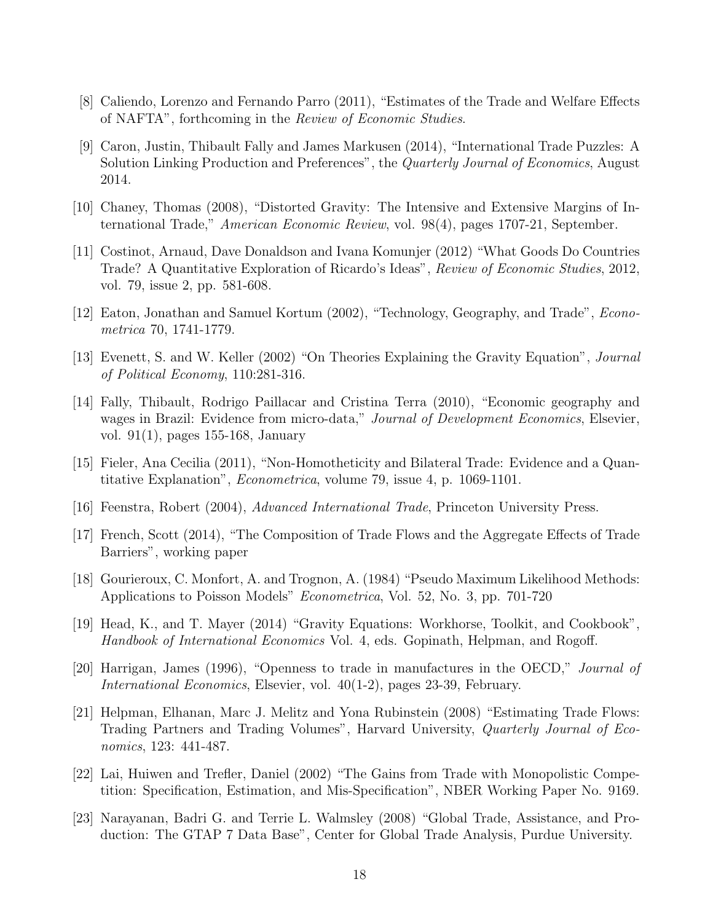[8] Caliendo, Lorenzo and Fernando Parro (2011), "Estimates of the Trade and Welfare Effects of NAFTA", forthcoming in the *Review of Economic Studies*.

[9] Caron, Justin, Thibault Fally and James Markusen (2014), "International Trade Puzzles: A Solution Linking Production and Preferences", the *Quarterly Journal of Economics*, August 2014.

[10] Chaney, Thomas (2008), "Distorted Gravity: The Intensive and Extensive Margins of International Trade," *American Economic Review*, vol. 98(4), pages 1707-21, September.

[11] Costinot, Arnaud, Dave Donaldson and Ivana Komunjer (2012) "What Goods Do Countries Trade? A Quantitative Exploration of Ricardo's Ideas", *Review of Economic Studies*, 2012, vol. 79, issue 2, pp. 581-608.

[12] Eaton, Jonathan and Samuel Kortum (2002), "Technology, Geography, and Trade", *Econometrica* 70, 1741-1779.

[13] Evenett, S. and W. Keller (2002) "On Theories Explaining the Gravity Equation", *Journal of Political Economy*, 110:281-316.

[14] Fally, Thibault, Rodrigo Paillacar and Cristina Terra (2010), "Economic geography and wages in Brazil: Evidence from micro-data," *Journal of Development Economics*, Elsevier, vol. 91(1), pages 155-168, January

[15] Fieler, Ana Cecilia (2011), "Non-Homotheticity and Bilateral Trade: Evidence and a Quantitative Explanation", *Econometrica*, volume 79, issue 4, p. 1069-1101.

[16] Feenstra, Robert (2004), *Advanced International Trade*, Princeton University Press.

[17] French, Scott (2014), "The Composition of Trade Flows and the Aggregate Effects of Trade Barriers", working paper

[18] Gourieroux, C. Monfort, A. and Trognon, A. (1984) "Pseudo Maximum Likelihood Methods: Applications to Poisson Models" *Econometrica*, Vol. 52, No. 3, pp. 701-720

[19] Head, K., and T. Mayer (2014) "Gravity Equations: Workhorse, Toolkit, and Cookbook", *Handbook of International Economics* Vol. 4, eds. Gopinath, Helpman, and Rogoff.

[20] Harrigan, James (1996), "Openness to trade in manufactures in the OECD," *Journal of International Economics*, Elsevier, vol. 40(1-2), pages 23-39, February.

[21] Helpman, Elhanan, Marc J. Melitz and Yona Rubinstein (2008) "Estimating Trade Flows: Trading Partners and Trading Volumes", Harvard University, *Quarterly Journal of Economics*, 123: 441-487.

[22] Lai, Huiwen and Trefler, Daniel (2002) "The Gains from Trade with Monopolistic Competition: Specification, Estimation, and Mis-Specification", NBER Working Paper No. 9169.

[23] Narayanan, Badri G. and Terrie L. Walmsley (2008) "Global Trade, Assistance, and Production: The GTAP 7 Data Base", Center for Global Trade Analysis, Purdue University.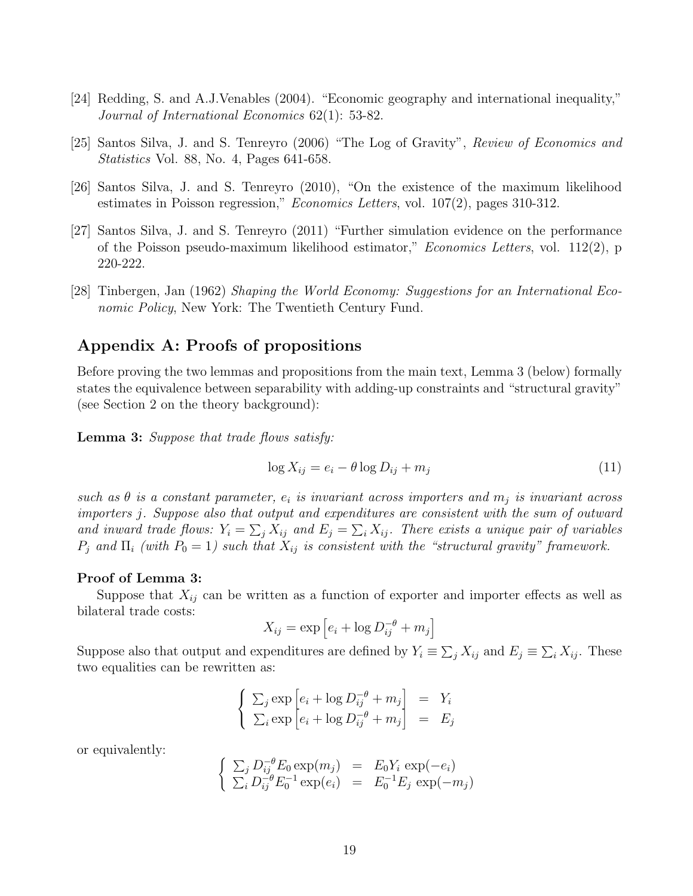[24] Redding, S. and A.J.Venables (2004). "Economic geography and international inequality," *Journal of International Economics* 62(1): 53-82.

[25] Santos Silva, J. and S. Tenreyro (2006) "The Log of Gravity", *Review of Economics and Statistics* Vol. 88, No. 4, Pages 641-658.

[26] Santos Silva, J. and S. Tenreyro (2010), "On the existence of the maximum likelihood estimates in Poisson regression," *Economics Letters*, vol. 107(2), pages 310-312.

[27] Santos Silva, J. and S. Tenreyro (2011) "Further simulation evidence on the performance of the Poisson pseudo-maximum likelihood estimator," *Economics Letters*, vol. 112(2), p 220-222.

[28] Tinbergen, Jan (1962) *Shaping the World Economy: Suggestions for an International Economic Policy*, New York: The Twentieth Century Fund.

## Appendix A: Proofs of propositions

Before proving the two lemmas and propositions from the main text, Lemma 3 (below) formally states the equivalence between separability with adding-up constraints and "structural gravity" (see Section 2 on the theory background):

**Lemma 3:** *Suppose that trade flows satisfy:*

$$\log X_{ij} = e_i - \theta \log D_{ij} + m_j \tag{11}$$

*such as $\theta$ is a constant parameter, $e_i$ is invariant across importers and $m_j$ is invariant across importers $j$. Suppose also that output and expenditures are consistent with the sum of outward and inward trade flows: $Y_i = \sum_j X_{ij}$ and $E_j = \sum_i X_{ij}$. There exists a unique pair of variables $P_j$ and $\Pi_i$ (with $P_0 = 1$) such that $X_{ij}$ is consistent with the "structural gravity" framework.*

**Proof of Lemma 3:**

Suppose that $X_{ij}$ can be written as a function of exporter and importer effects as well as bilateral trade costs:

$$X_{ij} = \exp\left[e_i + \log D_{ij}^{-\theta} + m_j\right]$$

Suppose also that output and expenditures are defined by $Y_i \equiv \sum_j X_{ij}$ and $E_j \equiv \sum_i X_{ij}$. These two equalities can be rewritten as:

$$\begin{cases} \sum_j \exp\left[e_i + \log D_{ij}^{-\theta} + m_j\right] & = & Y_i \\ \sum_i \exp\left[e_i + \log D_{ij}^{-\theta} + m_j\right] & = & E_j \end{cases}$$

or equivalently:

$$\begin{cases} \sum_j D_{ij}^{-\theta} E_0 \exp(m_j) & = & E_0 Y_i \exp(-e_i) \\ \sum_i D_{ij}^{-\theta} E_0^{-1} \exp(e_i) & = & E_0^{-1} E_j \exp(-m_j) \end{cases}$$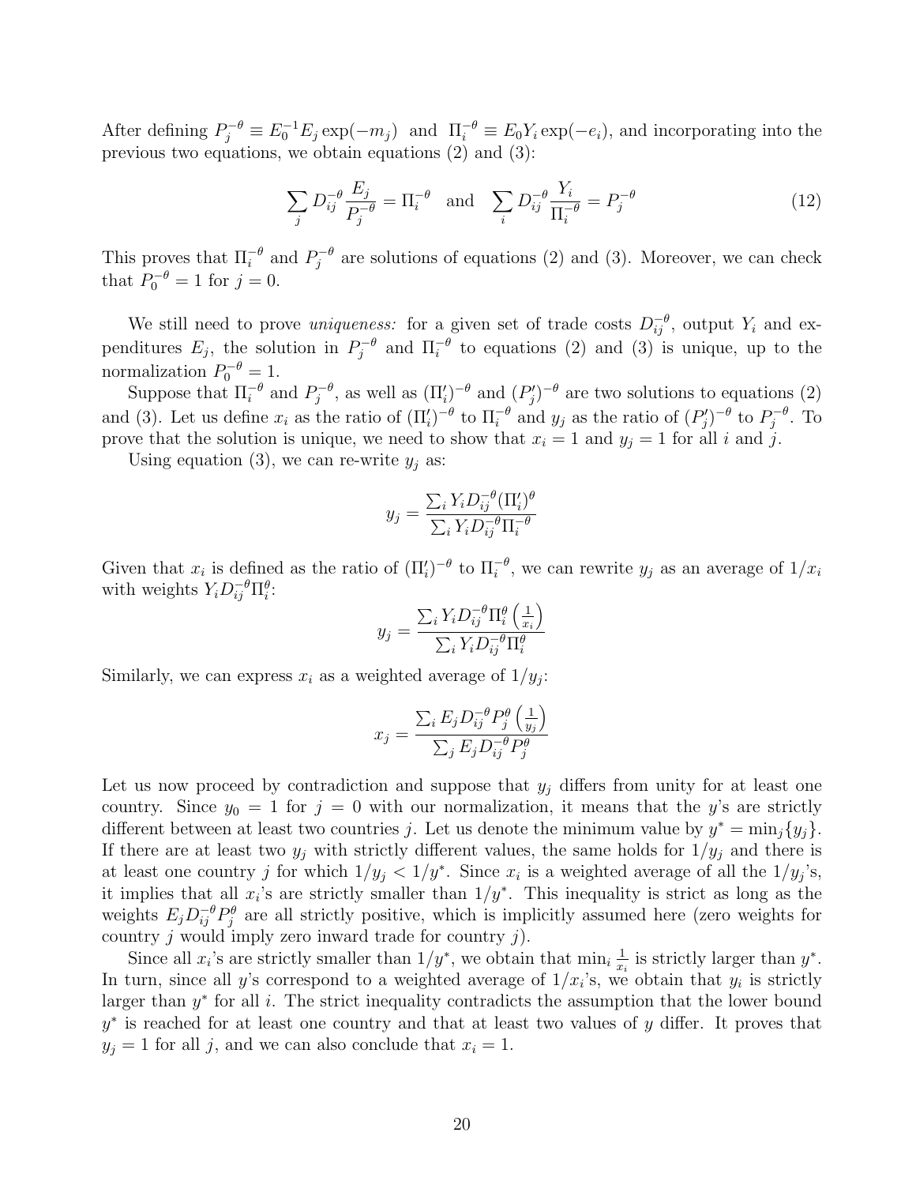After defining $P_j^{-\theta} \equiv E_0^{-1} E_j \exp(-m_j)$ and $\Pi_i^{-\theta} \equiv E_0 Y_i \exp(-e_i)$, and incorporating into the previous two equations, we obtain equations (2) and (3):

$$\sum_j D_{ij}^{-\theta} \frac{E_j}{P_j^{-\theta}} = \Pi_i^{-\theta} \quad \text{and} \quad \sum_i D_{ij}^{-\theta} \frac{Y_i}{\Pi_i^{-\theta}} = P_j^{-\theta} \tag{12}$$

This proves that $\Pi_i^{-\theta}$ and $P_j^{-\theta}$ are solutions of equations (2) and (3). Moreover, we can check that $P_0^{-\theta} = 1$ for $j = 0$.

We still need to prove *uniqueness:* for a given set of trade costs $D_{ij}^{-\theta}$, output $Y_i$ and expenditures $E_j$, the solution in $P_j^{-\theta}$ and $\Pi_i^{-\theta}$ to equations (2) and (3) is unique, up to the normalization $P_0^{-\theta} = 1$.

Suppose that $\Pi_i^{-\theta}$ and $P_j^{-\theta}$, as well as $(\Pi_i')^{-\theta}$ and $(P_j')^{-\theta}$ are two solutions to equations (2) and (3). Let us define $x_i$ as the ratio of $(\Pi_i')^{-\theta}$ to $\Pi_i^{-\theta}$ and $y_j$ as the ratio of $(P_j')^{-\theta}$ to $P_j^{-\theta}$. To prove that the solution is unique, we need to show that $x_i = 1$ and $y_j = 1$ for all $i$ and $j$.

Using equation (3), we can re-write $y_j$ as:

$$y_j = \frac{\sum_i Y_i D_{ij}^{-\theta} (\Pi_i')^{\theta}}{\sum_i Y_i D_{ij}^{-\theta} \Pi_i^{-\theta}}$$

Given that $x_i$ is defined as the ratio of $(\Pi_i')^{-\theta}$ to $\Pi_i^{-\theta}$, we can rewrite $y_j$ as an average of $1/x_i$ with weights $Y_i D_{ij}^{-\theta} \Pi_i^{\theta}$:

$$y_j = \frac{\sum_i Y_i D_{ij}^{-\theta} \Pi_i^{\theta} \left(\frac{1}{x_i}\right)}{\sum_i Y_i D_{ij}^{-\theta} \Pi_i^{\theta}}$$

Similarly, we can express $x_i$ as a weighted average of $1/y_j$:

$$x_j = \frac{\sum_i E_j D_{ij}^{-\theta} P_j^{\theta} \left(\frac{1}{y_j}\right)}{\sum_j E_j D_{ij}^{-\theta} P_j^{\theta}}$$

Let us now proceed by contradiction and suppose that $y_j$ differs from unity for at least one country. Since $y_0 = 1$ for $j = 0$ with our normalization, it means that the $y$'s are strictly different between at least two countries $j$. Let us denote the minimum value by $y^* = \min_j\{y_j\}$. If there are at least two $y_j$ with strictly different values, the same holds for $1/y_j$ and there is at least one country $j$ for which $1/y_j < 1/y^*$. Since $x_i$ is a weighted average of all the $1/y_j$'s, it implies that all $x_i$'s are strictly smaller than $1/y^*$. This inequality is strict as long as the weights $E_j D_{ij}^{-\theta} P_j^{\theta}$ are all strictly positive, which is implicitly assumed here (zero weights for country $j$ would imply zero inward trade for country $j$).

Since all $x_i$'s are strictly smaller than $1/y^*$, we obtain that $\min_i \frac{1}{x_i}$ is strictly larger than $y^*$. In turn, since all $y$'s correspond to a weighted average of $1/x_i$'s, we obtain that $y_i$ is strictly larger than $y^*$ for all $i$. The strict inequality contradicts the assumption that the lower bound $y^*$ is reached for at least one country and that at least two values of $y$ differ. It proves that $y_j = 1$ for all $j$, and we can also conclude that $x_i = 1$.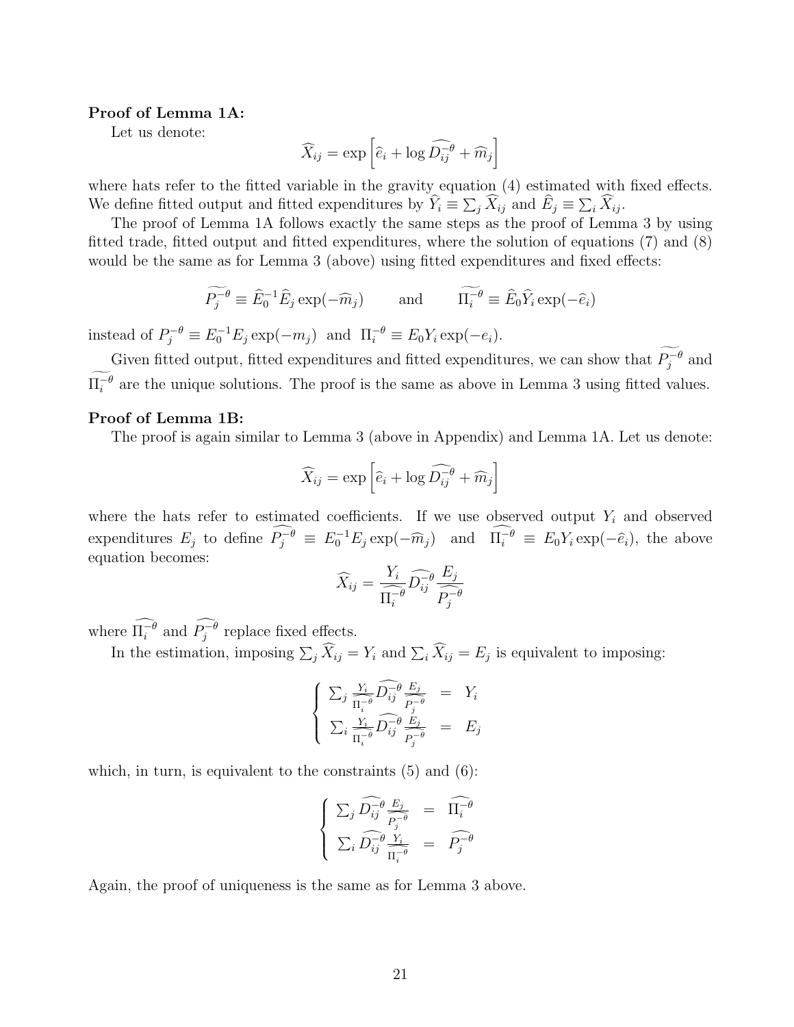**Proof of Lemma 1A:**

Let us denote:

$$\widehat{X}_{ij} = \exp\left[\widehat{e}_i + \log \widehat{D_{ij}^{-\theta}} + \widehat{m}_j\right]$$

where hats refer to the fitted variable in the gravity equation (4) estimated with fixed effects. We define fitted output and fitted expenditures by $\widehat{Y}_i \equiv \sum_j \widehat{X}_{ij}$ and $\widehat{E}_j \equiv \sum_i \widehat{X}_{ij}$.

The proof of Lemma 1A follows exactly the same steps as the proof of Lemma 3 by using fitted trade, fitted output and fitted expenditures, where the solution of equations (7) and (8) would be the same as for Lemma 3 (above) using fitted expenditures and fixed effects:

$$\widetilde{P_j^{-\theta}} \equiv \widehat{E}_0^{-1}\widehat{E}_j \exp(-\widehat{m}_j) \qquad \text{and} \qquad \widetilde{\Pi_i^{-\theta}} \equiv \widehat{E}_0 \widehat{Y}_i \exp(-\widehat{e}_i)$$

instead of $P_j^{-\theta} \equiv E_0^{-1} E_j \exp(-m_j)$ and $\Pi_i^{-\theta} \equiv E_0 Y_i \exp(-e_i)$.

Given fitted output, fitted expenditures and fitted expenditures, we can show that $\widetilde{P_j^{-\theta}}$ and $\widetilde{\Pi_i^{-\theta}}$ are the unique solutions. The proof is the same as above in Lemma 3 using fitted values.

**Proof of Lemma 1B:**

The proof is again similar to Lemma 3 (above in Appendix) and Lemma 1A. Let us denote:

$$\widehat{X}_{ij} = \exp\left[\widehat{e}_i + \log \widehat{D_{ij}^{-\theta}} + \widehat{m}_j\right]$$

where the hats refer to estimated coefficients. If we use observed output $Y_i$ and observed expenditures $E_j$ to define $\widehat{P_j^{-\theta}} \equiv E_0^{-1} E_j \exp(-\widehat{m}_j)$ and $\widehat{\Pi_i^{-\theta}} \equiv E_0 Y_i \exp(-\widehat{e}_i)$, the above equation becomes:

$$\widehat{X}_{ij} = \frac{Y_i}{\widehat{\Pi_i^{-\theta}}} \widehat{D_{ij}^{-\theta}} \frac{E_j}{\widehat{P_j^{-\theta}}}$$

where $\widehat{\Pi_i^{-\theta}}$ and $\widehat{P_j^{-\theta}}$ replace fixed effects.

In the estimation, imposing $\sum_j \widehat{X}_{ij} = Y_i$ and $\sum_i \widehat{X}_{ij} = E_j$ is equivalent to imposing:

$$\begin{cases} \sum_j \frac{Y_i}{\widehat{\Pi_i^{-\theta}}} \widehat{D_{ij}^{-\theta}} \frac{E_j}{\widehat{P_j^{-\theta}}} & = & Y_i \\ \sum_i \frac{Y_i}{\widehat{\Pi_i^{-\theta}}} \widehat{D_{ij}^{-\theta}} \frac{E_j}{\widehat{P_j^{-\theta}}} & = & E_j \end{cases}$$

which, in turn, is equivalent to the constraints (5) and (6):

$$\begin{cases} \sum_j \widehat{D_{ij}^{-\theta}} \frac{E_j}{\widehat{P_j^{-\theta}}} & = & \widehat{\Pi_i^{-\theta}} \\ \sum_i \widehat{D_{ij}^{-\theta}} \frac{Y_i}{\widehat{\Pi_i^{-\theta}}} & = & \widehat{P_j^{-\theta}} \end{cases}$$

Again, the proof of uniqueness is the same as for Lemma 3 above.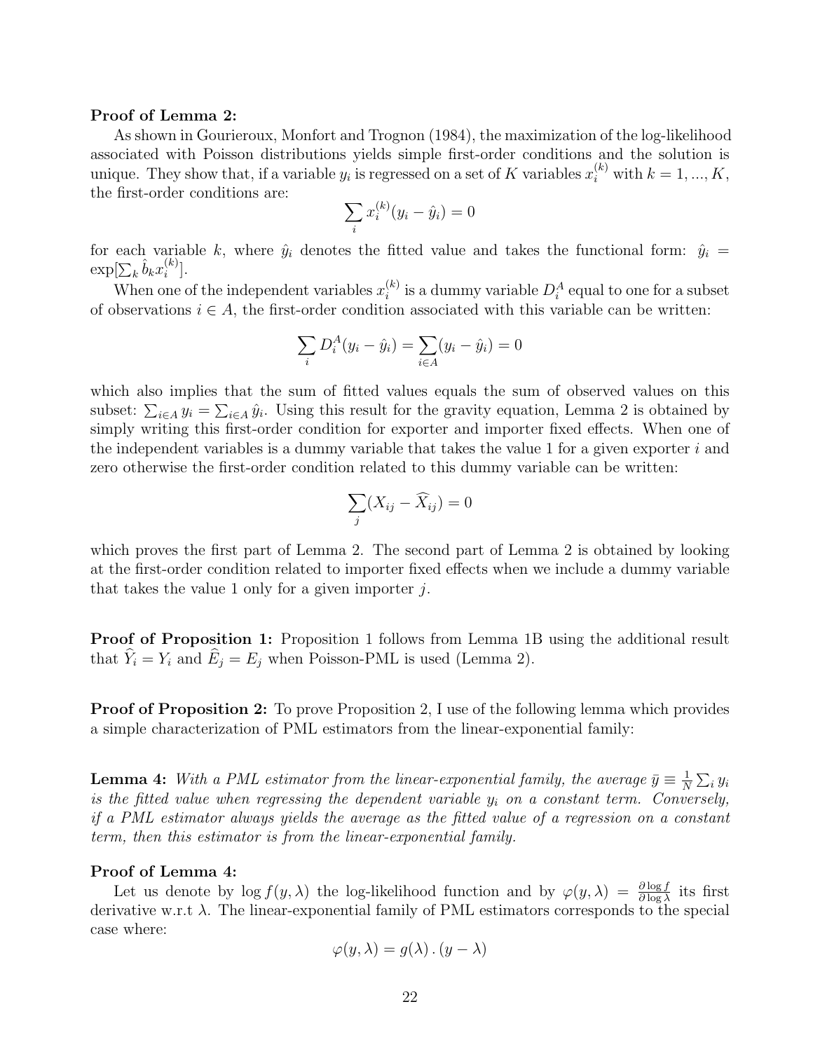**Proof of Lemma 2:**

As shown in Gourieroux, Monfort and Trognon (1984), the maximization of the log-likelihood associated with Poisson distributions yields simple first-order conditions and the solution is unique. They show that, if a variable $y_i$ is regressed on a set of $K$ variables $x_i^{(k)}$ with $k = 1, ..., K$, the first-order conditions are:

$$\sum_i x_i^{(k)}(y_i - \hat{y}_i) = 0$$

for each variable $k$, where $\hat{y}_i$ denotes the fitted value and takes the functional form: $\hat{y}_i = \exp[\sum_k \hat{b}_k x_i^{(k)}]$.

When one of the independent variables $x_i^{(k)}$ is a dummy variable $D_i^A$ equal to one for a subset of observations $i \in A$, the first-order condition associated with this variable can be written:

$$\sum_i D_i^A(y_i - \hat{y}_i) = \sum_{i \in A}(y_i - \hat{y}_i) = 0$$

which also implies that the sum of fitted values equals the sum of observed values on this subset: $\sum_{i \in A} y_i = \sum_{i \in A} \hat{y}_i$. Using this result for the gravity equation, Lemma 2 is obtained by simply writing this first-order condition for exporter and importer fixed effects. When one of the independent variables is a dummy variable that takes the value 1 for a given exporter $i$ and zero otherwise the first-order condition related to this dummy variable can be written:

$$\sum_j (X_{ij} - \widehat{X}_{ij}) = 0$$

which proves the first part of Lemma 2. The second part of Lemma 2 is obtained by looking at the first-order condition related to importer fixed effects when we include a dummy variable that takes the value 1 only for a given importer $j$.

**Proof of Proposition 1:** Proposition 1 follows from Lemma 1B using the additional result that $\widehat{Y}_i = Y_i$ and $\widehat{E}_j = E_j$ when Poisson-PML is used (Lemma 2).

**Proof of Proposition 2:** To prove Proposition 2, I use of the following lemma which provides a simple characterization of PML estimators from the linear-exponential family:

**Lemma 4:** *With a PML estimator from the linear-exponential family, the average $\bar{y} \equiv \frac{1}{N}\sum_i y_i$ is the fitted value when regressing the dependent variable $y_i$ on a constant term. Conversely, if a PML estimator always yields the average as the fitted value of a regression on a constant term, then this estimator is from the linear-exponential family.*

**Proof of Lemma 4:**

Let us denote by $\log f(y, \lambda)$ the log-likelihood function and by $\varphi(y, \lambda) = \frac{\partial \log f}{\partial \log \lambda}$ its first derivative w.r.t $\lambda$. The linear-exponential family of PML estimators corresponds to the special case where:

$$\varphi(y, \lambda) = g(\lambda) \, . \, (y - \lambda)$$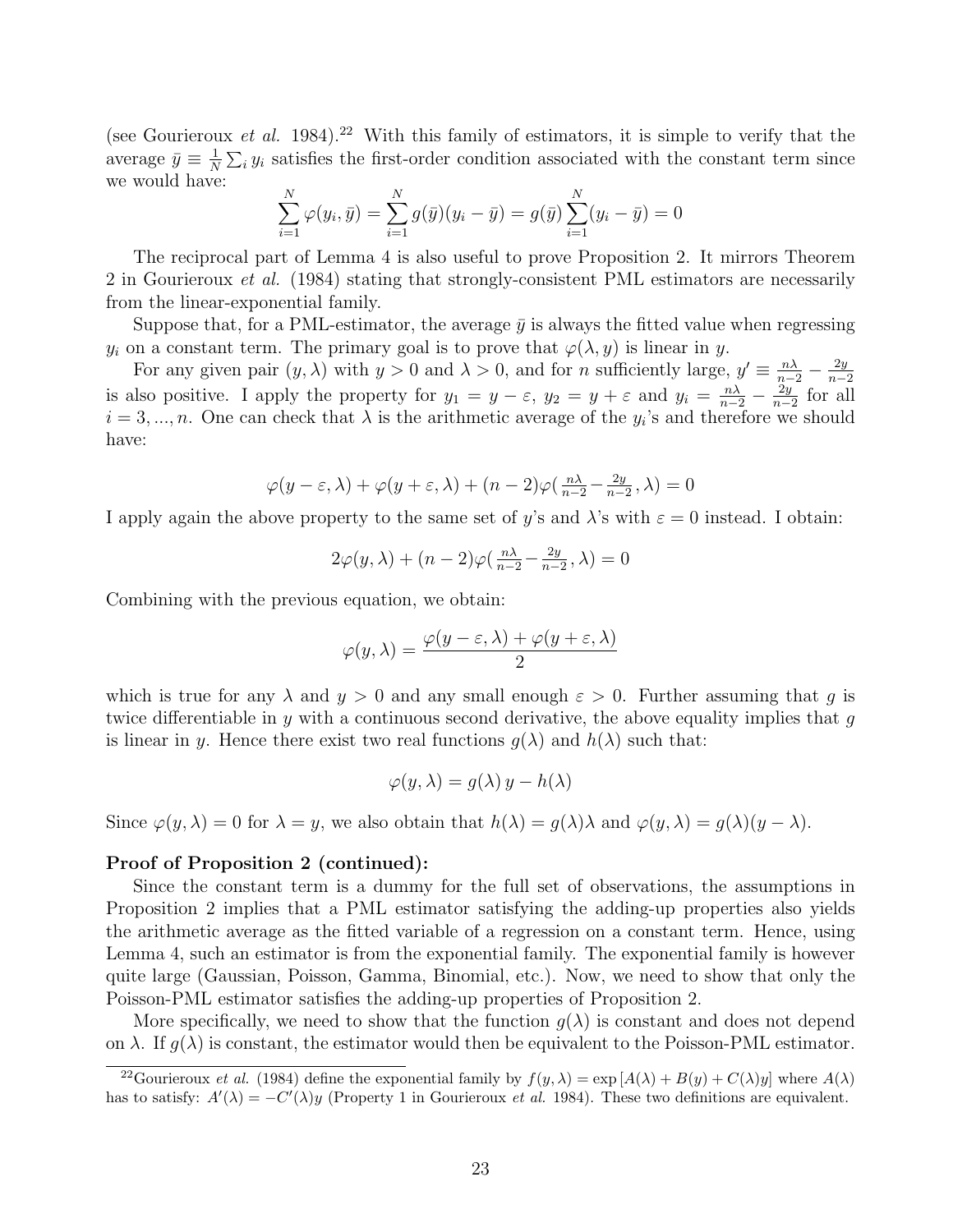(see Gourieroux *et al.* 1984).[22] With this family of estimators, it is simple to verify that the average $\bar{y} \equiv \frac{1}{N}\sum_i y_i$ satisfies the first-order condition associated with the constant term since we would have:

$$\sum_{i=1}^{N} \varphi(y_i, \bar{y}) = \sum_{i=1}^{N} g(\bar{y})(y_i - \bar{y}) = g(\bar{y}) \sum_{i=1}^{N}(y_i - \bar{y}) = 0$$

The reciprocal part of Lemma 4 is also useful to prove Proposition 2. It mirrors Theorem 2 in Gourieroux *et al.* (1984) stating that strongly-consistent PML estimators are necessarily from the linear-exponential family.

Suppose that, for a PML-estimator, the average $\bar{y}$ is always the fitted value when regressing $y_i$ on a constant term. The primary goal is to prove that $\varphi(\lambda, y)$ is linear in $y$.

For any given pair $(y, \lambda)$ with $y > 0$ and $\lambda > 0$, and for $n$ sufficiently large, $y' \equiv \frac{n\lambda}{n-2} - \frac{2y}{n-2}$ is also positive. I apply the property for $y_1 = y - \varepsilon$, $y_2 = y + \varepsilon$ and $y_i = \frac{n\lambda}{n-2} - \frac{2y}{n-2}$ for all $i = 3, ..., n$. One can check that $\lambda$ is the arithmetic average of the $y_i$'s and therefore we should have:

$$\varphi(y - \varepsilon, \lambda) + \varphi(y + \varepsilon, \lambda) + (n-2)\varphi(\tfrac{n\lambda}{n-2} - \tfrac{2y}{n-2}, \lambda) = 0$$

I apply again the above property to the same set of $y$'s and $\lambda$'s with $\varepsilon = 0$ instead. I obtain:

$$2\varphi(y, \lambda) + (n-2)\varphi(\tfrac{n\lambda}{n-2} - \tfrac{2y}{n-2}, \lambda) = 0$$

Combining with the previous equation, we obtain:

$$\varphi(y, \lambda) = \frac{\varphi(y - \varepsilon, \lambda) + \varphi(y + \varepsilon, \lambda)}{2}$$

which is true for any $\lambda$ and $y > 0$ and any small enough $\varepsilon > 0$. Further assuming that $g$ is twice differentiable in $y$ with a continuous second derivative, the above equality implies that $g$ is linear in $y$. Hence there exist two real functions $g(\lambda)$ and $h(\lambda)$ such that:

$$\varphi(y, \lambda) = g(\lambda)\, y - h(\lambda)$$

Since $\varphi(y, \lambda) = 0$ for $\lambda = y$, we also obtain that $h(\lambda) = g(\lambda)\lambda$ and $\varphi(y, \lambda) = g(\lambda)(y - \lambda)$.

**Proof of Proposition 2 (continued):**

Since the constant term is a dummy for the full set of observations, the assumptions in Proposition 2 implies that a PML estimator satisfying the adding-up properties also yields the arithmetic average as the fitted variable of a regression on a constant term. Hence, using Lemma 4, such an estimator is from the exponential family. The exponential family is however quite large (Gaussian, Poisson, Gamma, Binomial, etc.). Now, we need to show that only the Poisson-PML estimator satisfies the adding-up properties of Proposition 2.

More specifically, we need to show that the function $g(\lambda)$ is constant and does not depend on $\lambda$. If $g(\lambda)$ is constant, the estimator would then be equivalent to the Poisson-PML estimator.

[22] Gourieroux *et al.* (1984) define the exponential family by $f(y, \lambda) = \exp\left[A(\lambda) + B(y) + C(\lambda)y\right]$ where $A(\lambda)$ has to satisfy: $A'(\lambda) = -C'(\lambda)y$ (Property 1 in Gourieroux *et al.* 1984). These two definitions are equivalent.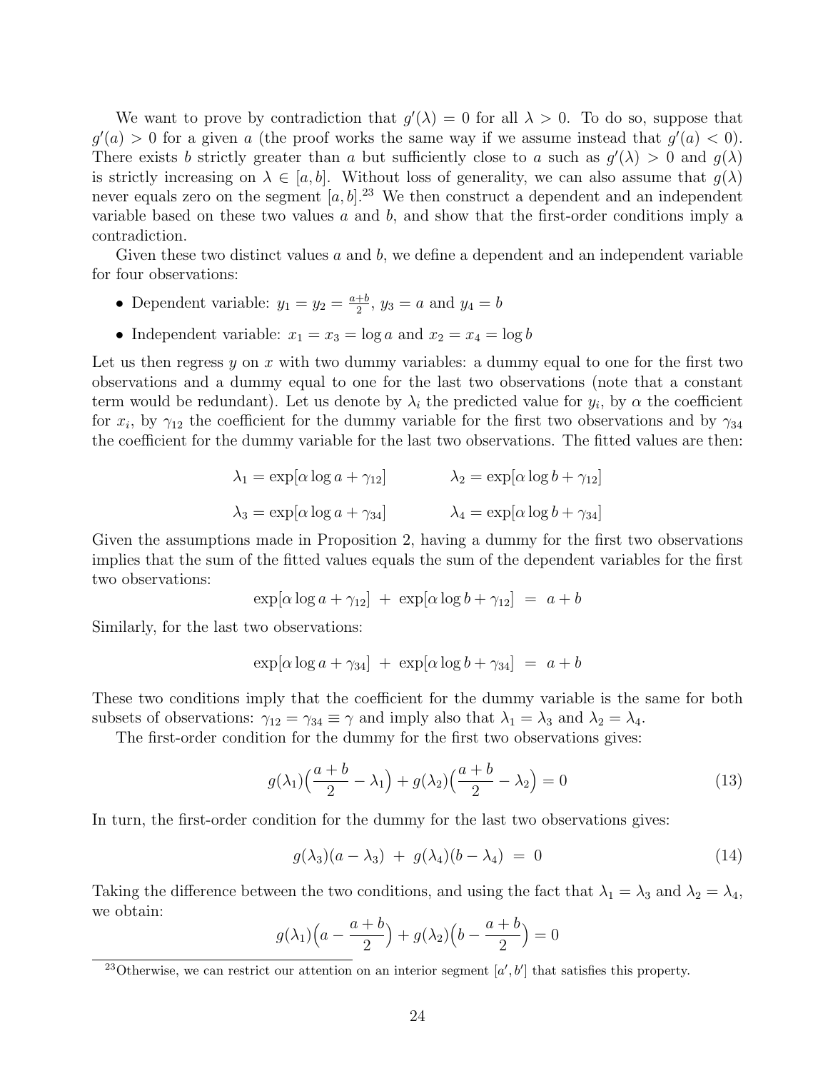We want to prove by contradiction that $g'(\lambda) = 0$ for all $\lambda > 0$. To do so, suppose that $g'(a) > 0$ for a given $a$ (the proof works the same way if we assume instead that $g'(a) < 0$). There exists $b$ strictly greater than $a$ but sufficiently close to $a$ such as $g'(\lambda) > 0$ and $g(\lambda)$ is strictly increasing on $\lambda \in [a, b]$. Without loss of generality, we can also assume that $g(\lambda)$ never equals zero on the segment $[a, b]$.[23] We then construct a dependent and an independent variable based on these two values $a$ and $b$, and show that the first-order conditions imply a contradiction.

Given these two distinct values $a$ and $b$, we define a dependent and an independent variable for four observations:

- Dependent variable: $y_1 = y_2 = \frac{a+b}{2}$, $y_3 = a$ and $y_4 = b$
- Independent variable: $x_1 = x_3 = \log a$ and $x_2 = x_4 = \log b$

Let us then regress $y$ on $x$ with two dummy variables: a dummy equal to one for the first two observations and a dummy equal to one for the last two observations (note that a constant term would be redundant). Let us denote by $\lambda_i$ the predicted value for $y_i$, by $\alpha$ the coefficient for $x_i$, by $\gamma_{12}$ the coefficient for the dummy variable for the first two observations and by $\gamma_{34}$ the coefficient for the dummy variable for the last two observations. The fitted values are then:

$$\lambda_1 = \exp[\alpha \log a + \gamma_{12}] \qquad \lambda_2 = \exp[\alpha \log b + \gamma_{12}]$$

$$\lambda_3 = \exp[\alpha \log a + \gamma_{34}] \qquad \lambda_4 = \exp[\alpha \log b + \gamma_{34}]$$

Given the assumptions made in Proposition 2, having a dummy for the first two observations implies that the sum of the fitted values equals the sum of the dependent variables for the first two observations:

$$\exp[\alpha \log a + \gamma_{12}] \; + \; \exp[\alpha \log b + \gamma_{12}] \; = \; a + b$$

Similarly, for the last two observations:

$$\exp[\alpha \log a + \gamma_{34}] \; + \; \exp[\alpha \log b + \gamma_{34}] \; = \; a + b$$

These two conditions imply that the coefficient for the dummy variable is the same for both subsets of observations: $\gamma_{12} = \gamma_{34} \equiv \gamma$ and imply also that $\lambda_1 = \lambda_3$ and $\lambda_2 = \lambda_4$.

The first-order condition for the dummy for the first two observations gives:

$$g(\lambda_1)\Big(\frac{a+b}{2} - \lambda_1\Big) + g(\lambda_2)\Big(\frac{a+b}{2} - \lambda_2\Big) = 0 \tag{13}$$

In turn, the first-order condition for the dummy for the last two observations gives:

$$g(\lambda_3)(a - \lambda_3) \; + \; g(\lambda_4)(b - \lambda_4) \; = \; 0 \tag{14}$$

Taking the difference between the two conditions, and using the fact that $\lambda_1 = \lambda_3$ and $\lambda_2 = \lambda_4$, we obtain:

$$g(\lambda_1)\Big(a - \frac{a+b}{2}\Big) + g(\lambda_2)\Big(b - \frac{a+b}{2}\Big) = 0$$

[23] Otherwise, we can restrict our attention on an interior segment $[a', b']$ that satisfies this property.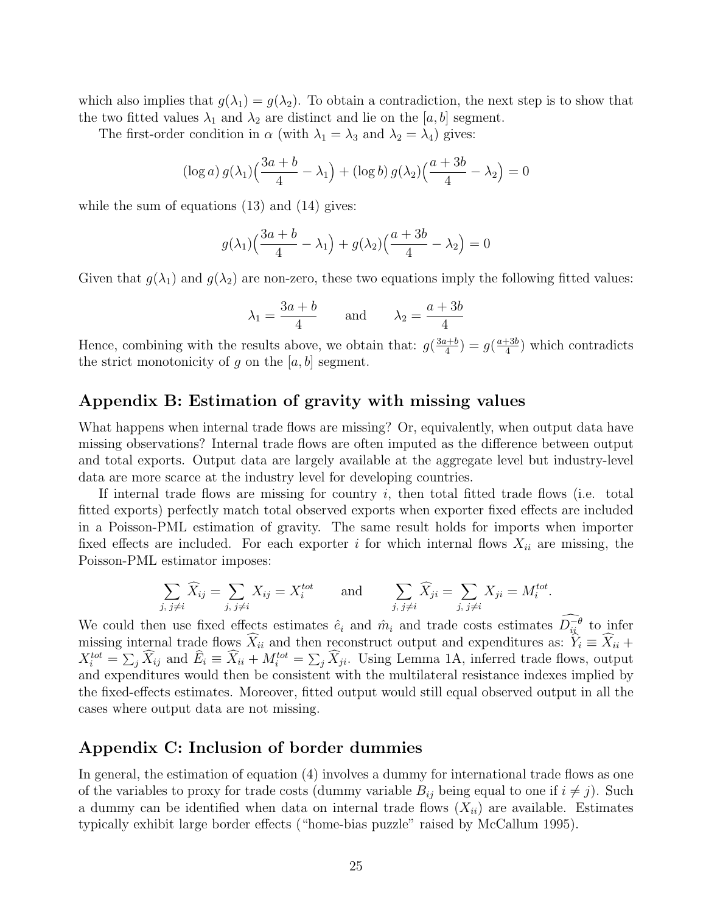which also implies that $g(\lambda_1) = g(\lambda_2)$. To obtain a contradiction, the next step is to show that the two fitted values $\lambda_1$ and $\lambda_2$ are distinct and lie on the $[a, b]$ segment.

The first-order condition in $\alpha$ (with $\lambda_1 = \lambda_3$ and $\lambda_2 = \lambda_4$) gives:

$$(\log a)\, g(\lambda_1)\Big(\frac{3a+b}{4} - \lambda_1\Big) + (\log b)\, g(\lambda_2)\Big(\frac{a+3b}{4} - \lambda_2\Big) = 0$$

while the sum of equations (13) and (14) gives:

$$g(\lambda_1)\Big(\frac{3a+b}{4} - \lambda_1\Big) + g(\lambda_2)\Big(\frac{a+3b}{4} - \lambda_2\Big) = 0$$

Given that $g(\lambda_1)$ and $g(\lambda_2)$ are non-zero, these two equations imply the following fitted values:

$$\lambda_1 = \frac{3a+b}{4} \qquad \text{and} \qquad \lambda_2 = \frac{a+3b}{4}$$

Hence, combining with the results above, we obtain that: $g(\frac{3a+b}{4}) = g(\frac{a+3b}{4})$ which contradicts the strict monotonicity of $g$ on the $[a, b]$ segment.

## Appendix B: Estimation of gravity with missing values

What happens when internal trade flows are missing? Or, equivalently, when output data have missing observations? Internal trade flows are often imputed as the difference between output and total exports. Output data are largely available at the aggregate level but industry-level data are more scarce at the industry level for developing countries.

If internal trade flows are missing for country $i$, then total fitted trade flows (i.e. total fitted exports) perfectly match total observed exports when exporter fixed effects are included in a Poisson-PML estimation of gravity. The same result holds for imports when importer fixed effects are included. For each exporter $i$ for which internal flows $X_{ii}$ are missing, the Poisson-PML estimator imposes:

$$\sum_{j,\, j\neq i} \widehat{X}_{ij} = \sum_{j,\, j\neq i} X_{ij} = X_i^{tot} \qquad \text{and} \qquad \sum_{j,\, j\neq i} \widehat{X}_{ji} = \sum_{j,\, j\neq i} X_{ji} = M_i^{tot}.$$

We could then use fixed effects estimates $\hat{e}_i$ and $\hat{m}_i$ and trade costs estimates $\widehat{D_{ii}^{-\theta}}$ to infer missing internal trade flows $\widehat{X}_{ii}$ and then reconstruct output and expenditures as: $\widehat{Y}_i \equiv \widehat{X}_{ii} + X_i^{tot} = \sum_j \widehat{X}_{ij}$ and $\widehat{E}_i \equiv \widehat{X}_{ii} + M_i^{tot} = \sum_j \widehat{X}_{ji}$. Using Lemma 1A, inferred trade flows, output and expenditures would then be consistent with the multilateral resistance indexes implied by the fixed-effects estimates. Moreover, fitted output would still equal observed output in all the cases where output data are not missing.

## Appendix C: Inclusion of border dummies

In general, the estimation of equation (4) involves a dummy for international trade flows as one of the variables to proxy for trade costs (dummy variable $B_{ij}$ being equal to one if $i \neq j$). Such a dummy can be identified when data on internal trade flows ($X_{ii}$) are available. Estimates typically exhibit large border effects ("home-bias puzzle" raised by McCallum 1995).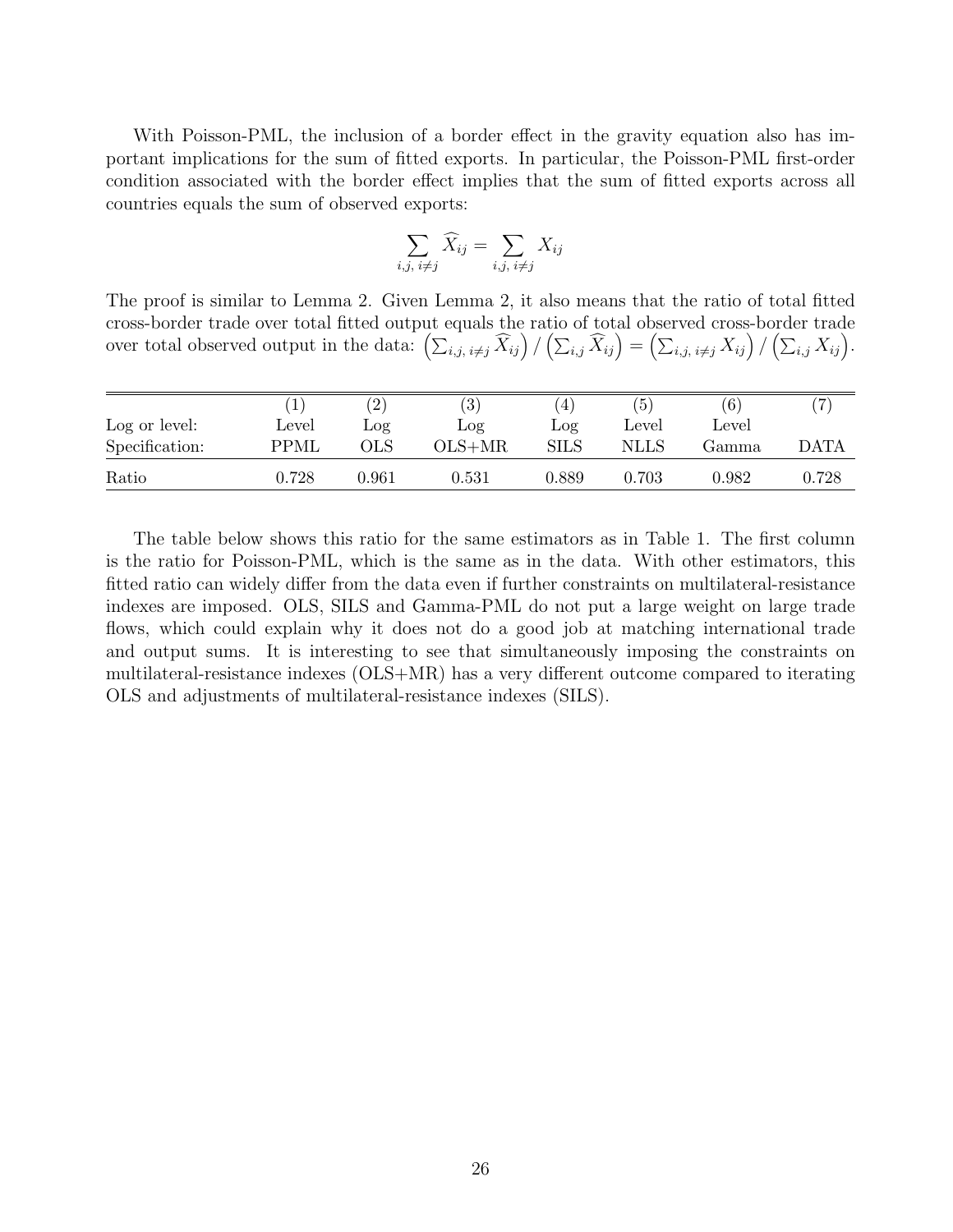With Poisson-PML, the inclusion of a border effect in the gravity equation also has important implications for the sum of fitted exports. In particular, the Poisson-PML first-order condition associated with the border effect implies that the sum of fitted exports across all countries equals the sum of observed exports:

$$\sum_{i,j,\, i \neq j} \widehat{X}_{ij} = \sum_{i,j,\, i \neq j} X_{ij}$$

The proof is similar to Lemma 2. Given Lemma 2, it also means that the ratio of total fitted cross-border trade over total fitted output equals the ratio of total observed cross-border trade over total observed output in the data: $\left(\sum_{i,j,\, i \neq j} \widehat{X}_{ij}\right) / \left(\sum_{i,j} \widehat{X}_{ij}\right) = \left(\sum_{i,j,\, i \neq j} X_{ij}\right) / \left(\sum_{i,j} X_{ij}\right)$.

| | (1) | (2) | (3) | (4) | (5) | (6) | (7) |
|---|---|---|---|---|---|---|---|
| Log or level: | Level | Log | Log | Log | Level | Level | |
| Specification: | PPML | OLS | OLS+MR | SILS | NLLS | Gamma | DATA |
| Ratio | 0.728 | 0.961 | 0.531 | 0.889 | 0.703 | 0.982 | 0.728 |

The table below shows this ratio for the same estimators as in Table 1. The first column is the ratio for Poisson-PML, which is the same as in the data. With other estimators, this fitted ratio can widely differ from the data even if further constraints on multilateral-resistance indexes are imposed. OLS, SILS and Gamma-PML do not put a large weight on large trade flows, which could explain why it does not do a good job at matching international trade and output sums. It is interesting to see that simultaneously imposing the constraints on multilateral-resistance indexes (OLS+MR) has a very different outcome compared to iterating OLS and adjustments of multilateral-resistance indexes (SILS).